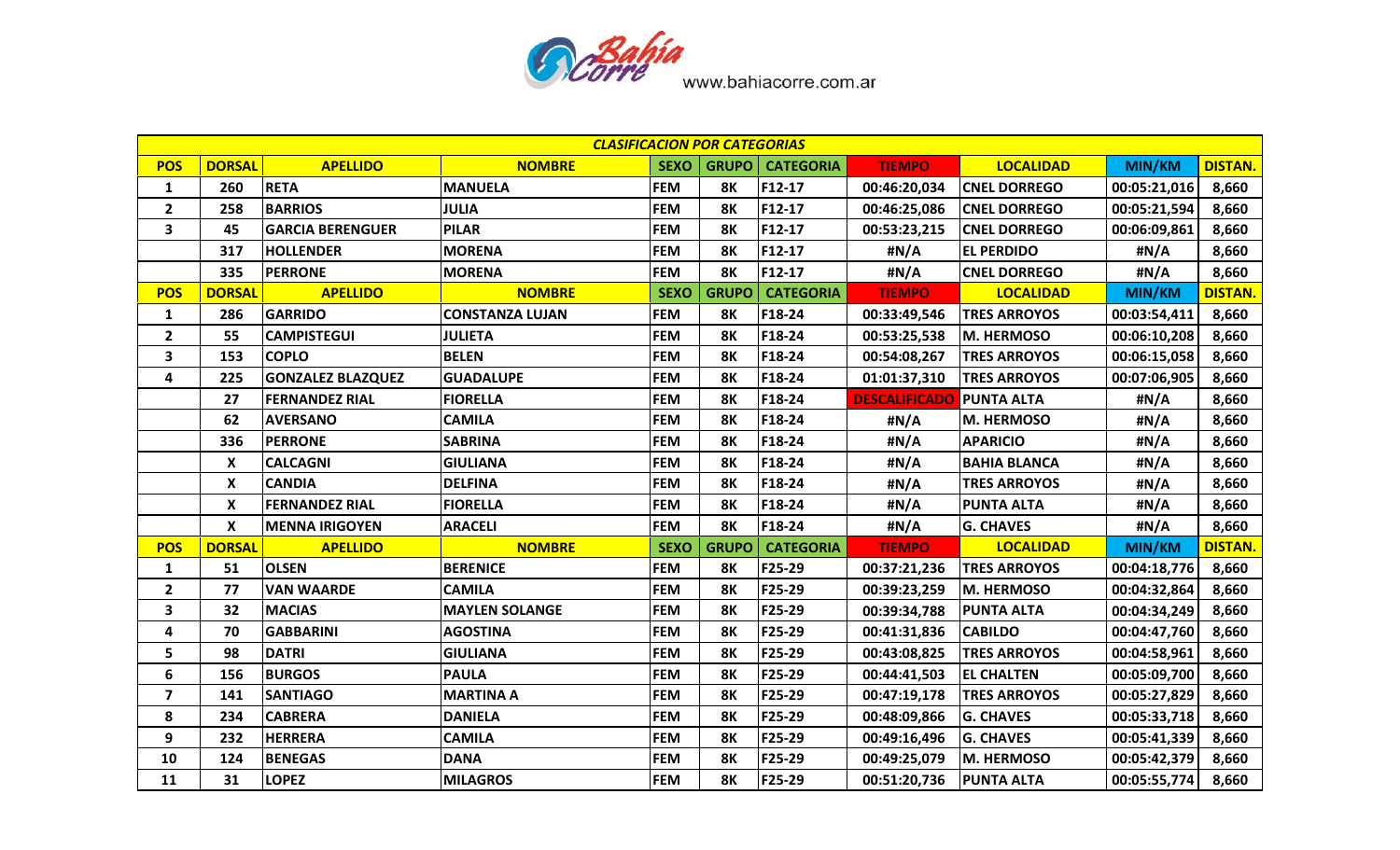Bahia Corre www.bahiacorre.com.ar

| CLASIFICACION POR CATEGORIAS | | | | | | | | | | |
|---|---|---|---|---|---|---|---|---|---|---|
| **POS** | **DORSAL** | **APELLIDO** | **NOMBRE** | **SEXO** | **GRUPO** | **CATEGORIA** | **TIEMPO** | **LOCALIDAD** | **MIN/KM** | **DISTAN.** |
| 1 | 260 | RETA | MANUELA | FEM | 8K | F12-17 | 00:46:20,034 | CNEL DORREGO | 00:05:21,016 | 8,660 |
| 2 | 258 | BARRIOS | JULIA | FEM | 8K | F12-17 | 00:46:25,086 | CNEL DORREGO | 00:05:21,594 | 8,660 |
| 3 | 45 | GARCIA BERENGUER | PILAR | FEM | 8K | F12-17 | 00:53:23,215 | CNEL DORREGO | 00:06:09,861 | 8,660 |
| | 317 | HOLLENDER | MORENA | FEM | 8K | F12-17 | #N/A | EL PERDIDO | #N/A | 8,660 |
| | 335 | PERRONE | MORENA | FEM | 8K | F12-17 | #N/A | CNEL DORREGO | #N/A | 8,660 |
| **POS** | **DORSAL** | **APELLIDO** | **NOMBRE** | **SEXO** | **GRUPO** | **CATEGORIA** | **TIEMPO** | **LOCALIDAD** | **MIN/KM** | **DISTAN.** |
| 1 | 286 | GARRIDO | CONSTANZA LUJAN | FEM | 8K | F18-24 | 00:33:49,546 | TRES ARROYOS | 00:03:54,411 | 8,660 |
| 2 | 55 | CAMPISTEGUI | JULIETA | FEM | 8K | F18-24 | 00:53:25,538 | M. HERMOSO | 00:06:10,208 | 8,660 |
| 3 | 153 | COPLO | BELEN | FEM | 8K | F18-24 | 00:54:08,267 | TRES ARROYOS | 00:06:15,058 | 8,660 |
| 4 | 225 | GONZALEZ BLAZQUEZ | GUADALUPE | FEM | 8K | F18-24 | 01:01:37,310 | TRES ARROYOS | 00:07:06,905 | 8,660 |
| | 27 | FERNANDEZ RIAL | FIORELLA | FEM | 8K | F18-24 | DESCALIFICADO | PUNTA ALTA | #N/A | 8,660 |
| | 62 | AVERSANO | CAMILA | FEM | 8K | F18-24 | #N/A | M. HERMOSO | #N/A | 8,660 |
| | 336 | PERRONE | SABRINA | FEM | 8K | F18-24 | #N/A | APARICIO | #N/A | 8,660 |
| | X | CALCAGNI | GIULIANA | FEM | 8K | F18-24 | #N/A | BAHIA BLANCA | #N/A | 8,660 |
| | X | CANDIA | DELFINA | FEM | 8K | F18-24 | #N/A | TRES ARROYOS | #N/A | 8,660 |
| | X | FERNANDEZ RIAL | FIORELLA | FEM | 8K | F18-24 | #N/A | PUNTA ALTA | #N/A | 8,660 |
| | X | MENNA IRIGOYEN | ARACELI | FEM | 8K | F18-24 | #N/A | G. CHAVES | #N/A | 8,660 |
| **POS** | **DORSAL** | **APELLIDO** | **NOMBRE** | **SEXO** | **GRUPO** | **CATEGORIA** | **TIEMPO** | **LOCALIDAD** | **MIN/KM** | **DISTAN.** |
| 1 | 51 | OLSEN | BERENICE | FEM | 8K | F25-29 | 00:37:21,236 | TRES ARROYOS | 00:04:18,776 | 8,660 |
| 2 | 77 | VAN WAARDE | CAMILA | FEM | 8K | F25-29 | 00:39:23,259 | M. HERMOSO | 00:04:32,864 | 8,660 |
| 3 | 32 | MACIAS | MAYLEN SOLANGE | FEM | 8K | F25-29 | 00:39:34,788 | PUNTA ALTA | 00:04:34,249 | 8,660 |
| 4 | 70 | GABBARINI | AGOSTINA | FEM | 8K | F25-29 | 00:41:31,836 | CABILDO | 00:04:47,760 | 8,660 |
| 5 | 98 | DATRI | GIULIANA | FEM | 8K | F25-29 | 00:43:08,825 | TRES ARROYOS | 00:04:58,961 | 8,660 |
| 6 | 156 | BURGOS | PAULA | FEM | 8K | F25-29 | 00:44:41,503 | EL CHALTEN | 00:05:09,700 | 8,660 |
| 7 | 141 | SANTIAGO | MARTINA A | FEM | 8K | F25-29 | 00:47:19,178 | TRES ARROYOS | 00:05:27,829 | 8,660 |
| 8 | 234 | CABRERA | DANIELA | FEM | 8K | F25-29 | 00:48:09,866 | G. CHAVES | 00:05:33,718 | 8,660 |
| 9 | 232 | HERRERA | CAMILA | FEM | 8K | F25-29 | 00:49:16,496 | G. CHAVES | 00:05:41,339 | 8,660 |
| 10 | 124 | BENEGAS | DANA | FEM | 8K | F25-29 | 00:49:25,079 | M. HERMOSO | 00:05:42,379 | 8,660 |
| 11 | 31 | LOPEZ | MILAGROS | FEM | 8K | F25-29 | 00:51:20,736 | PUNTA ALTA | 00:05:55,774 | 8,660 |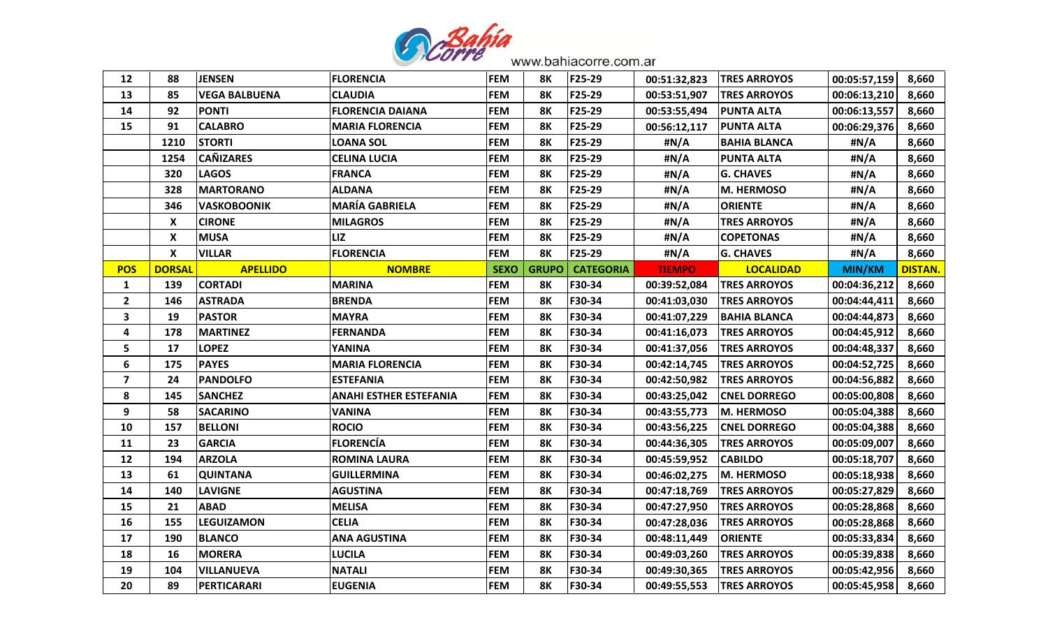| 12 | 88 | JENSEN | FLORENCIA | FEM | 8K | F25-29 | 00:51:32,823 | TRES ARROYOS | 00:05:57,159 | 8,660 |
|---|---|---|---|---|---|---|---|---|---|---|
| 13 | 85 | VEGA BALBUENA | CLAUDIA | FEM | 8K | F25-29 | 00:53:51,907 | TRES ARROYOS | 00:06:13,210 | 8,660 |
| 14 | 92 | PONTI | FLORENCIA DAIANA | FEM | 8K | F25-29 | 00:53:55,494 | PUNTA ALTA | 00:06:13,557 | 8,660 |
| 15 | 91 | CALABRO | MARIA FLORENCIA | FEM | 8K | F25-29 | 00:56:12,117 | PUNTA ALTA | 00:06:29,376 | 8,660 |
| | 1210 | STORTI | LOANA SOL | FEM | 8K | F25-29 | #N/A | BAHIA BLANCA | #N/A | 8,660 |
| | 1254 | CAÑIZARES | CELINA LUCIA | FEM | 8K | F25-29 | #N/A | PUNTA ALTA | #N/A | 8,660 |
| | 320 | LAGOS | FRANCA | FEM | 8K | F25-29 | #N/A | G. CHAVES | #N/A | 8,660 |
| | 328 | MARTORANO | ALDANA | FEM | 8K | F25-29 | #N/A | M. HERMOSO | #N/A | 8,660 |
| | 346 | VASKOBOONIK | MARÍA GABRIELA | FEM | 8K | F25-29 | #N/A | ORIENTE | #N/A | 8,660 |
| | X | CIRONE | MILAGROS | FEM | 8K | F25-29 | #N/A | TRES ARROYOS | #N/A | 8,660 |
| | X | MUSA | LIZ | FEM | 8K | F25-29 | #N/A | COPETONAS | #N/A | 8,660 |
| | X | VILLAR | FLORENCIA | FEM | 8K | F25-29 | #N/A | G. CHAVES | #N/A | 8,660 |
| **POS** | **DORSAL** | **APELLIDO** | **NOMBRE** | **SEXO** | **GRUPO** | **CATEGORIA** | **TIEMPO** | **LOCALIDAD** | **MIN/KM** | **DISTAN.** |
| 1 | 139 | CORTADI | MARINA | FEM | 8K | F30-34 | 00:39:52,084 | TRES ARROYOS | 00:04:36,212 | 8,660 |
| 2 | 146 | ASTRADA | BRENDA | FEM | 8K | F30-34 | 00:41:03,030 | TRES ARROYOS | 00:04:44,411 | 8,660 |
| 3 | 19 | PASTOR | MAYRA | FEM | 8K | F30-34 | 00:41:07,229 | BAHIA BLANCA | 00:04:44,873 | 8,660 |
| 4 | 178 | MARTINEZ | FERNANDA | FEM | 8K | F30-34 | 00:41:16,073 | TRES ARROYOS | 00:04:45,912 | 8,660 |
| 5 | 17 | LOPEZ | YANINA | FEM | 8K | F30-34 | 00:41:37,056 | TRES ARROYOS | 00:04:48,337 | 8,660 |
| 6 | 175 | PAYES | MARIA FLORENCIA | FEM | 8K | F30-34 | 00:42:14,745 | TRES ARROYOS | 00:04:52,725 | 8,660 |
| 7 | 24 | PANDOLFO | ESTEFANIA | FEM | 8K | F30-34 | 00:42:50,982 | TRES ARROYOS | 00:04:56,882 | 8,660 |
| 8 | 145 | SANCHEZ | ANAHI ESTHER ESTEFANIA | FEM | 8K | F30-34 | 00:43:25,042 | CNEL DORREGO | 00:05:00,808 | 8,660 |
| 9 | 58 | SACARINO | VANINA | FEM | 8K | F30-34 | 00:43:55,773 | M. HERMOSO | 00:05:04,388 | 8,660 |
| 10 | 157 | BELLONI | ROCIO | FEM | 8K | F30-34 | 00:43:56,225 | CNEL DORREGO | 00:05:04,388 | 8,660 |
| 11 | 23 | GARCIA | FLORENCÍA | FEM | 8K | F30-34 | 00:44:36,305 | TRES ARROYOS | 00:05:09,007 | 8,660 |
| 12 | 194 | ARZOLA | ROMINA LAURA | FEM | 8K | F30-34 | 00:45:59,952 | CABILDO | 00:05:18,707 | 8,660 |
| 13 | 61 | QUINTANA | GUILLERMINA | FEM | 8K | F30-34 | 00:46:02,275 | M. HERMOSO | 00:05:18,938 | 8,660 |
| 14 | 140 | LAVIGNE | AGUSTINA | FEM | 8K | F30-34 | 00:47:18,769 | TRES ARROYOS | 00:05:27,829 | 8,660 |
| 15 | 21 | ABAD | MELISA | FEM | 8K | F30-34 | 00:47:27,950 | TRES ARROYOS | 00:05:28,868 | 8,660 |
| 16 | 155 | LEGUIZAMON | CELIA | FEM | 8K | F30-34 | 00:47:28,036 | TRES ARROYOS | 00:05:28,868 | 8,660 |
| 17 | 190 | BLANCO | ANA AGUSTINA | FEM | 8K | F30-34 | 00:48:11,449 | ORIENTE | 00:05:33,834 | 8,660 |
| 18 | 16 | MORERA | LUCILA | FEM | 8K | F30-34 | 00:49:03,260 | TRES ARROYOS | 00:05:39,838 | 8,660 |
| 19 | 104 | VILLANUEVA | NATALI | FEM | 8K | F30-34 | 00:49:30,365 | TRES ARROYOS | 00:05:42,956 | 8,660 |
| 20 | 89 | PERTICARARI | EUGENIA | FEM | 8K | F30-34 | 00:49:55,553 | TRES ARROYOS | 00:05:45,958 | 8,660 |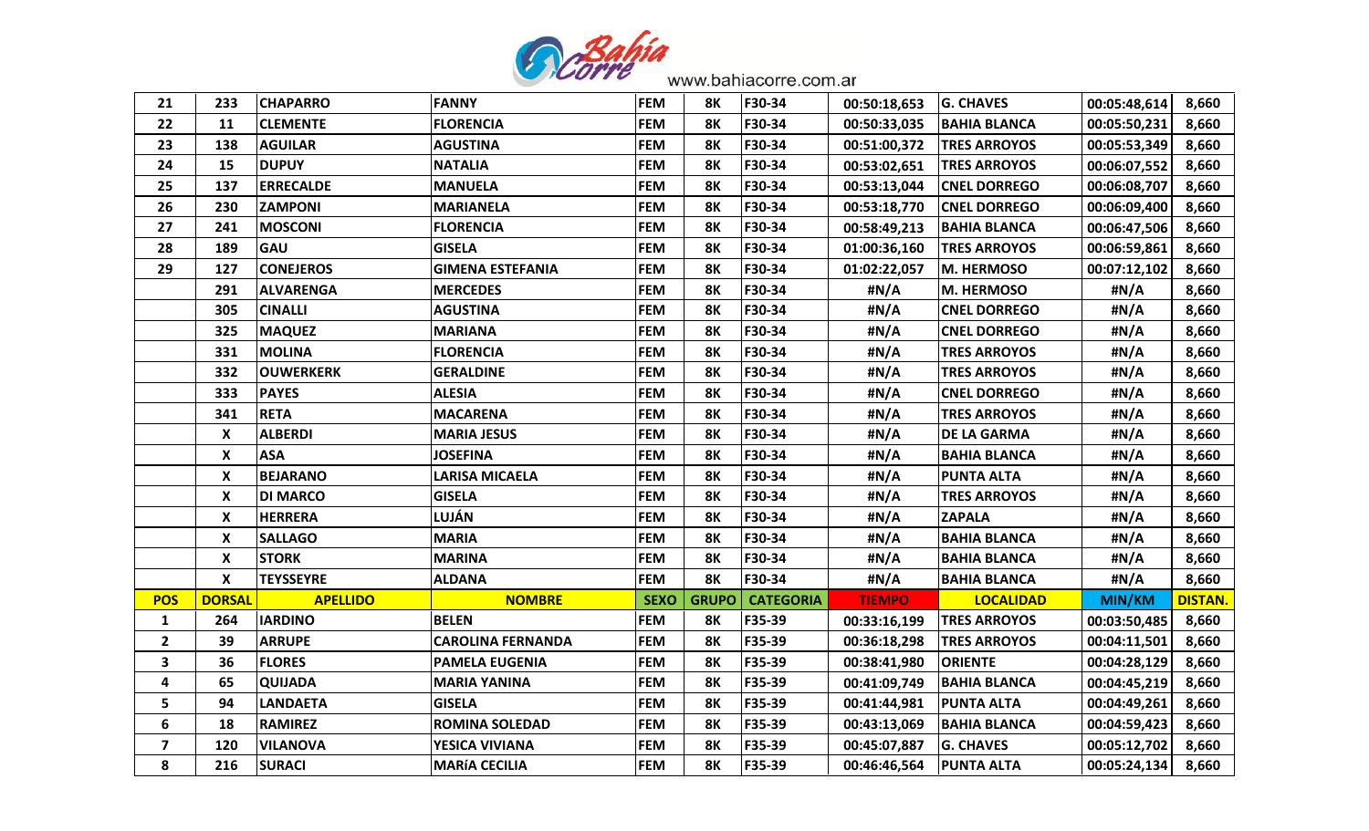| | | | | | | | | | | |
|---|---|---|---|---|---|---|---|---|---|---|
| 21 | 233 | CHAPARRO | FANNY | FEM | 8K | F30-34 | 00:50:18,653 | G. CHAVES | 00:05:48,614 | 8,660 |
| 22 | 11 | CLEMENTE | FLORENCIA | FEM | 8K | F30-34 | 00:50:33,035 | BAHIA BLANCA | 00:05:50,231 | 8,660 |
| 23 | 138 | AGUILAR | AGUSTINA | FEM | 8K | F30-34 | 00:51:00,372 | TRES ARROYOS | 00:05:53,349 | 8,660 |
| 24 | 15 | DUPUY | NATALIA | FEM | 8K | F30-34 | 00:53:02,651 | TRES ARROYOS | 00:06:07,552 | 8,660 |
| 25 | 137 | ERRECALDE | MANUELA | FEM | 8K | F30-34 | 00:53:13,044 | CNEL DORREGO | 00:06:08,707 | 8,660 |
| 26 | 230 | ZAMPONI | MARIANELA | FEM | 8K | F30-34 | 00:53:18,770 | CNEL DORREGO | 00:06:09,400 | 8,660 |
| 27 | 241 | MOSCONI | FLORENCIA | FEM | 8K | F30-34 | 00:58:49,213 | BAHIA BLANCA | 00:06:47,506 | 8,660 |
| 28 | 189 | GAU | GISELA | FEM | 8K | F30-34 | 01:00:36,160 | TRES ARROYOS | 00:06:59,861 | 8,660 |
| 29 | 127 | CONEJEROS | GIMENA ESTEFANIA | FEM | 8K | F30-34 | 01:02:22,057 | M. HERMOSO | 00:07:12,102 | 8,660 |
| | 291 | ALVARENGA | MERCEDES | FEM | 8K | F30-34 | #N/A | M. HERMOSO | #N/A | 8,660 |
| | 305 | CINALLI | AGUSTINA | FEM | 8K | F30-34 | #N/A | CNEL DORREGO | #N/A | 8,660 |
| | 325 | MAQUEZ | MARIANA | FEM | 8K | F30-34 | #N/A | CNEL DORREGO | #N/A | 8,660 |
| | 331 | MOLINA | FLORENCIA | FEM | 8K | F30-34 | #N/A | TRES ARROYOS | #N/A | 8,660 |
| | 332 | OUWERKERK | GERALDINE | FEM | 8K | F30-34 | #N/A | TRES ARROYOS | #N/A | 8,660 |
| | 333 | PAYES | ALESIA | FEM | 8K | F30-34 | #N/A | CNEL DORREGO | #N/A | 8,660 |
| | 341 | RETA | MACARENA | FEM | 8K | F30-34 | #N/A | TRES ARROYOS | #N/A | 8,660 |
| | X | ALBERDI | MARIA JESUS | FEM | 8K | F30-34 | #N/A | DE LA GARMA | #N/A | 8,660 |
| | X | ASA | JOSEFINA | FEM | 8K | F30-34 | #N/A | BAHIA BLANCA | #N/A | 8,660 |
| | X | BEJARANO | LARISA MICAELA | FEM | 8K | F30-34 | #N/A | PUNTA ALTA | #N/A | 8,660 |
| | X | DI MARCO | GISELA | FEM | 8K | F30-34 | #N/A | TRES ARROYOS | #N/A | 8,660 |
| | X | HERRERA | LUJÁN | FEM | 8K | F30-34 | #N/A | ZAPALA | #N/A | 8,660 |
| | X | SALLAGO | MARIA | FEM | 8K | F30-34 | #N/A | BAHIA BLANCA | #N/A | 8,660 |
| | X | STORK | MARINA | FEM | 8K | F30-34 | #N/A | BAHIA BLANCA | #N/A | 8,660 |
| | X | TEYSSEYRE | ALDANA | FEM | 8K | F30-34 | #N/A | BAHIA BLANCA | #N/A | 8,660 |
| **POS** | **DORSAL** | **APELLIDO** | **NOMBRE** | **SEXO** | **GRUPO** | **CATEGORIA** | **TIEMPO** | **LOCALIDAD** | **MIN/KM** | **DISTAN.** |
| 1 | 264 | IARDINO | BELEN | FEM | 8K | F35-39 | 00:33:16,199 | TRES ARROYOS | 00:03:50,485 | 8,660 |
| 2 | 39 | ARRUPE | CAROLINA FERNANDA | FEM | 8K | F35-39 | 00:36:18,298 | TRES ARROYOS | 00:04:11,501 | 8,660 |
| 3 | 36 | FLORES | PAMELA EUGENIA | FEM | 8K | F35-39 | 00:38:41,980 | ORIENTE | 00:04:28,129 | 8,660 |
| 4 | 65 | QUIJADA | MARIA YANINA | FEM | 8K | F35-39 | 00:41:09,749 | BAHIA BLANCA | 00:04:45,219 | 8,660 |
| 5 | 94 | LANDAETA | GISELA | FEM | 8K | F35-39 | 00:41:44,981 | PUNTA ALTA | 00:04:49,261 | 8,660 |
| 6 | 18 | RAMIREZ | ROMINA SOLEDAD | FEM | 8K | F35-39 | 00:43:13,069 | BAHIA BLANCA | 00:04:59,423 | 8,660 |
| 7 | 120 | VILANOVA | YESICA VIVIANA | FEM | 8K | F35-39 | 00:45:07,887 | G. CHAVES | 00:05:12,702 | 8,660 |
| 8 | 216 | SURACI | MARíA CECILIA | FEM | 8K | F35-39 | 00:46:46,564 | PUNTA ALTA | 00:05:24,134 | 8,660 |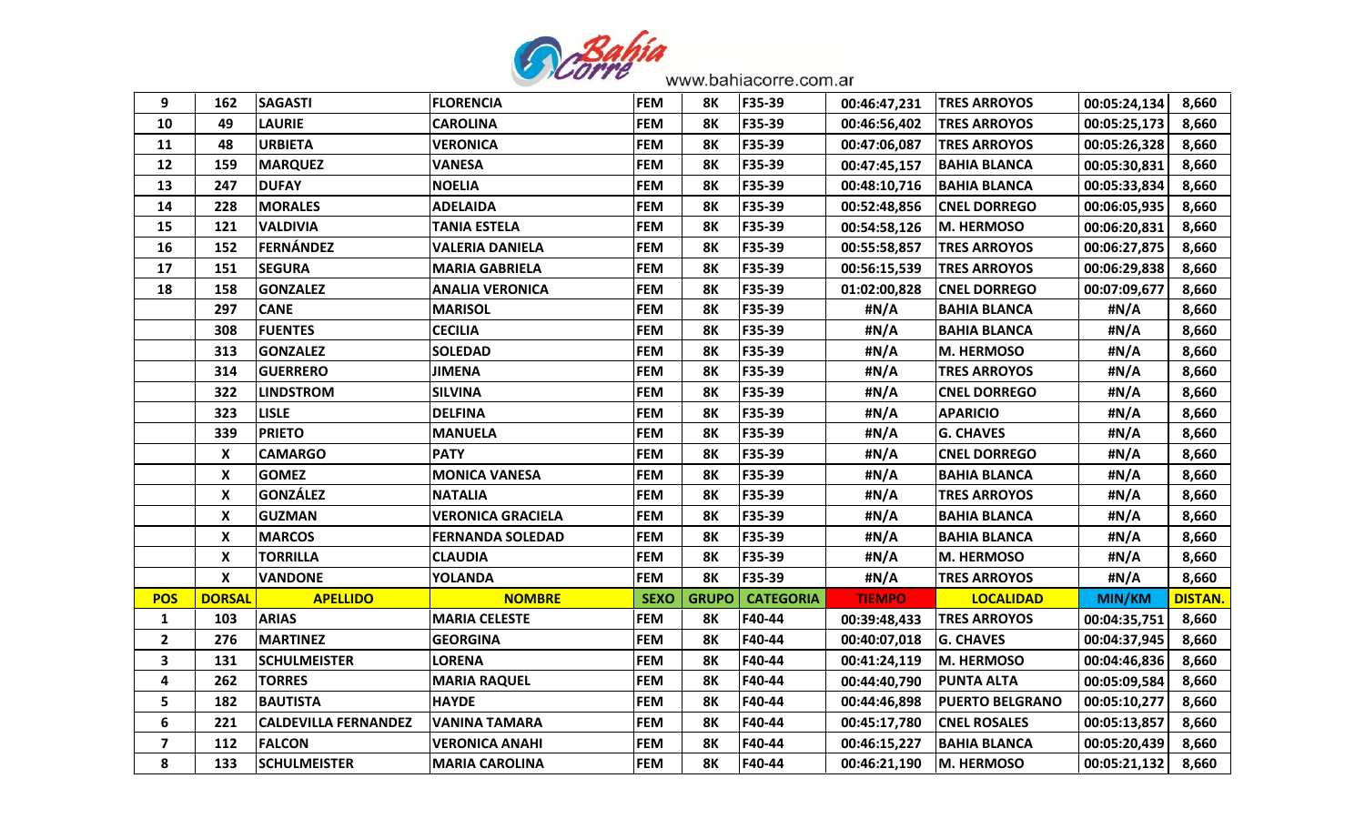| | | | | | | | | | | |
|---|---|---|---|---|---|---|---|---|---|---|
| 9 | 162 | SAGASTI | FLORENCIA | FEM | 8K | F35-39 | 00:46:47,231 | TRES ARROYOS | 00:05:24,134 | 8,660 |
| 10 | 49 | LAURIE | CAROLINA | FEM | 8K | F35-39 | 00:46:56,402 | TRES ARROYOS | 00:05:25,173 | 8,660 |
| 11 | 48 | URBIETA | VERONICA | FEM | 8K | F35-39 | 00:47:06,087 | TRES ARROYOS | 00:05:26,328 | 8,660 |
| 12 | 159 | MARQUEZ | VANESA | FEM | 8K | F35-39 | 00:47:45,157 | BAHIA BLANCA | 00:05:30,831 | 8,660 |
| 13 | 247 | DUFAY | NOELIA | FEM | 8K | F35-39 | 00:48:10,716 | BAHIA BLANCA | 00:05:33,834 | 8,660 |
| 14 | 228 | MORALES | ADELAIDA | FEM | 8K | F35-39 | 00:52:48,856 | CNEL DORREGO | 00:06:05,935 | 8,660 |
| 15 | 121 | VALDIVIA | TANIA ESTELA | FEM | 8K | F35-39 | 00:54:58,126 | M. HERMOSO | 00:06:20,831 | 8,660 |
| 16 | 152 | FERNÁNDEZ | VALERIA DANIELA | FEM | 8K | F35-39 | 00:55:58,857 | TRES ARROYOS | 00:06:27,875 | 8,660 |
| 17 | 151 | SEGURA | MARIA GABRIELA | FEM | 8K | F35-39 | 00:56:15,539 | TRES ARROYOS | 00:06:29,838 | 8,660 |
| 18 | 158 | GONZALEZ | ANALIA VERONICA | FEM | 8K | F35-39 | 01:02:00,828 | CNEL DORREGO | 00:07:09,677 | 8,660 |
| | 297 | CANE | MARISOL | FEM | 8K | F35-39 | #N/A | BAHIA BLANCA | #N/A | 8,660 |
| | 308 | FUENTES | CECILIA | FEM | 8K | F35-39 | #N/A | BAHIA BLANCA | #N/A | 8,660 |
| | 313 | GONZALEZ | SOLEDAD | FEM | 8K | F35-39 | #N/A | M. HERMOSO | #N/A | 8,660 |
| | 314 | GUERRERO | JIMENA | FEM | 8K | F35-39 | #N/A | TRES ARROYOS | #N/A | 8,660 |
| | 322 | LINDSTROM | SILVINA | FEM | 8K | F35-39 | #N/A | CNEL DORREGO | #N/A | 8,660 |
| | 323 | LISLE | DELFINA | FEM | 8K | F35-39 | #N/A | APARICIO | #N/A | 8,660 |
| | 339 | PRIETO | MANUELA | FEM | 8K | F35-39 | #N/A | G. CHAVES | #N/A | 8,660 |
| | X | CAMARGO | PATY | FEM | 8K | F35-39 | #N/A | CNEL DORREGO | #N/A | 8,660 |
| | X | GOMEZ | MONICA VANESA | FEM | 8K | F35-39 | #N/A | BAHIA BLANCA | #N/A | 8,660 |
| | X | GONZÁLEZ | NATALIA | FEM | 8K | F35-39 | #N/A | TRES ARROYOS | #N/A | 8,660 |
| | X | GUZMAN | VERONICA GRACIELA | FEM | 8K | F35-39 | #N/A | BAHIA BLANCA | #N/A | 8,660 |
| | X | MARCOS | FERNANDA SOLEDAD | FEM | 8K | F35-39 | #N/A | BAHIA BLANCA | #N/A | 8,660 |
| | X | TORRILLA | CLAUDIA | FEM | 8K | F35-39 | #N/A | M. HERMOSO | #N/A | 8,660 |
| | X | VANDONE | YOLANDA | FEM | 8K | F35-39 | #N/A | TRES ARROYOS | #N/A | 8,660 |
| **POS** | **DORSAL** | **APELLIDO** | **NOMBRE** | **SEXO** | **GRUPO** | **CATEGORIA** | **TIEMPO** | **LOCALIDAD** | **MIN/KM** | **DISTAN.** |
| 1 | 103 | ARIAS | MARIA CELESTE | FEM | 8K | F40-44 | 00:39:48,433 | TRES ARROYOS | 00:04:35,751 | 8,660 |
| 2 | 276 | MARTINEZ | GEORGINA | FEM | 8K | F40-44 | 00:40:07,018 | G. CHAVES | 00:04:37,945 | 8,660 |
| 3 | 131 | SCHULMEISTER | LORENA | FEM | 8K | F40-44 | 00:41:24,119 | M. HERMOSO | 00:04:46,836 | 8,660 |
| 4 | 262 | TORRES | MARIA RAQUEL | FEM | 8K | F40-44 | 00:44:40,790 | PUNTA ALTA | 00:05:09,584 | 8,660 |
| 5 | 182 | BAUTISTA | HAYDE | FEM | 8K | F40-44 | 00:44:46,898 | PUERTO BELGRANO | 00:05:10,277 | 8,660 |
| 6 | 221 | CALDEVILLA FERNANDEZ | VANINA TAMARA | FEM | 8K | F40-44 | 00:45:17,780 | CNEL ROSALES | 00:05:13,857 | 8,660 |
| 7 | 112 | FALCON | VERONICA ANAHI | FEM | 8K | F40-44 | 00:46:15,227 | BAHIA BLANCA | 00:05:20,439 | 8,660 |
| 8 | 133 | SCHULMEISTER | MARIA CAROLINA | FEM | 8K | F40-44 | 00:46:21,190 | M. HERMOSO | 00:05:21,132 | 8,660 |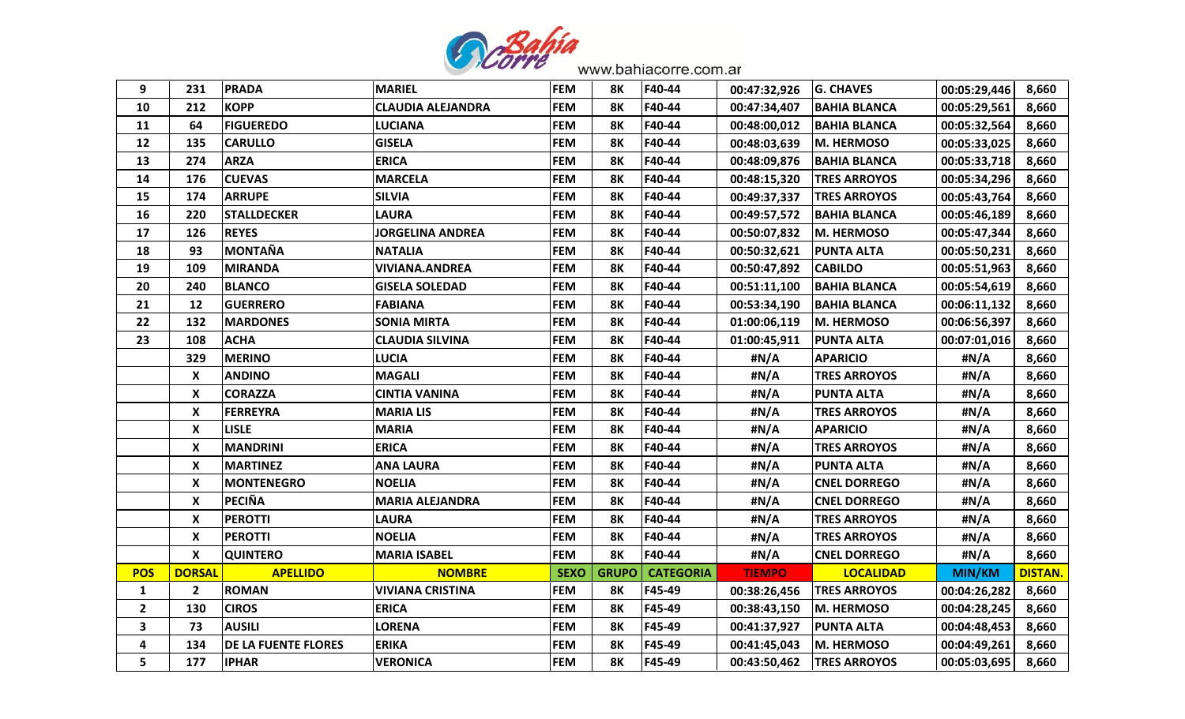| | | | | | | | | | | |
|---|---|---|---|---|---|---|---|---|---|---|
| 9 | 231 | PRADA | MARIEL | FEM | 8K | F40-44 | 00:47:32,926 | G. CHAVES | 00:05:29,446 | 8,660 |
| 10 | 212 | KOPP | CLAUDIA ALEJANDRA | FEM | 8K | F40-44 | 00:47:34,407 | BAHIA BLANCA | 00:05:29,561 | 8,660 |
| 11 | 64 | FIGUEREDO | LUCIANA | FEM | 8K | F40-44 | 00:48:00,012 | BAHIA BLANCA | 00:05:32,564 | 8,660 |
| 12 | 135 | CARULLO | GISELA | FEM | 8K | F40-44 | 00:48:03,639 | M. HERMOSO | 00:05:33,025 | 8,660 |
| 13 | 274 | ARZA | ERICA | FEM | 8K | F40-44 | 00:48:09,876 | BAHIA BLANCA | 00:05:33,718 | 8,660 |
| 14 | 176 | CUEVAS | MARCELA | FEM | 8K | F40-44 | 00:48:15,320 | TRES ARROYOS | 00:05:34,296 | 8,660 |
| 15 | 174 | ARRUPE | SILVIA | FEM | 8K | F40-44 | 00:49:37,337 | TRES ARROYOS | 00:05:43,764 | 8,660 |
| 16 | 220 | STALLDECKER | LAURA | FEM | 8K | F40-44 | 00:49:57,572 | BAHIA BLANCA | 00:05:46,189 | 8,660 |
| 17 | 126 | REYES | JORGELINA ANDREA | FEM | 8K | F40-44 | 00:50:07,832 | M. HERMOSO | 00:05:47,344 | 8,660 |
| 18 | 93 | MONTAÑA | NATALIA | FEM | 8K | F40-44 | 00:50:32,621 | PUNTA ALTA | 00:05:50,231 | 8,660 |
| 19 | 109 | MIRANDA | VIVIANA.ANDREA | FEM | 8K | F40-44 | 00:50:47,892 | CABILDO | 00:05:51,963 | 8,660 |
| 20 | 240 | BLANCO | GISELA SOLEDAD | FEM | 8K | F40-44 | 00:51:11,100 | BAHIA BLANCA | 00:05:54,619 | 8,660 |
| 21 | 12 | GUERRERO | FABIANA | FEM | 8K | F40-44 | 00:53:34,190 | BAHIA BLANCA | 00:06:11,132 | 8,660 |
| 22 | 132 | MARDONES | SONIA MIRTA | FEM | 8K | F40-44 | 01:00:06,119 | M. HERMOSO | 00:06:56,397 | 8,660 |
| 23 | 108 | ACHA | CLAUDIA SILVINA | FEM | 8K | F40-44 | 01:00:45,911 | PUNTA ALTA | 00:07:01,016 | 8,660 |
| | 329 | MERINO | LUCIA | FEM | 8K | F40-44 | #N/A | APARICIO | #N/A | 8,660 |
| | X | ANDINO | MAGALI | FEM | 8K | F40-44 | #N/A | TRES ARROYOS | #N/A | 8,660 |
| | X | CORAZZA | CINTIA VANINA | FEM | 8K | F40-44 | #N/A | PUNTA ALTA | #N/A | 8,660 |
| | X | FERREYRA | MARIA LIS | FEM | 8K | F40-44 | #N/A | TRES ARROYOS | #N/A | 8,660 |
| | X | LISLE | MARIA | FEM | 8K | F40-44 | #N/A | APARICIO | #N/A | 8,660 |
| | X | MANDRINI | ERICA | FEM | 8K | F40-44 | #N/A | TRES ARROYOS | #N/A | 8,660 |
| | X | MARTINEZ | ANA LAURA | FEM | 8K | F40-44 | #N/A | PUNTA ALTA | #N/A | 8,660 |
| | X | MONTENEGRO | NOELIA | FEM | 8K | F40-44 | #N/A | CNEL DORREGO | #N/A | 8,660 |
| | X | PECIÑA | MARIA ALEJANDRA | FEM | 8K | F40-44 | #N/A | CNEL DORREGO | #N/A | 8,660 |
| | X | PEROTTI | LAURA | FEM | 8K | F40-44 | #N/A | TRES ARROYOS | #N/A | 8,660 |
| | X | PEROTTI | NOELIA | FEM | 8K | F40-44 | #N/A | TRES ARROYOS | #N/A | 8,660 |
| | X | QUINTERO | MARIA ISABEL | FEM | 8K | F40-44 | #N/A | CNEL DORREGO | #N/A | 8,660 |
| **POS** | **DORSAL** | **APELLIDO** | **NOMBRE** | **SEXO** | **GRUPO** | **CATEGORIA** | **TIEMPO** | **LOCALIDAD** | **MIN/KM** | **DISTAN.** |
| 1 | 2 | ROMAN | VIVIANA CRISTINA | FEM | 8K | F45-49 | 00:38:26,456 | TRES ARROYOS | 00:04:26,282 | 8,660 |
| 2 | 130 | CIROS | ERICA | FEM | 8K | F45-49 | 00:38:43,150 | M. HERMOSO | 00:04:28,245 | 8,660 |
| 3 | 73 | AUSILI | LORENA | FEM | 8K | F45-49 | 00:41:37,927 | PUNTA ALTA | 00:04:48,453 | 8,660 |
| 4 | 134 | DE LA FUENTE FLORES | ERIKA | FEM | 8K | F45-49 | 00:41:45,043 | M. HERMOSO | 00:04:49,261 | 8,660 |
| 5 | 177 | IPHAR | VERONICA | FEM | 8K | F45-49 | 00:43:50,462 | TRES ARROYOS | 00:05:03,695 | 8,660 |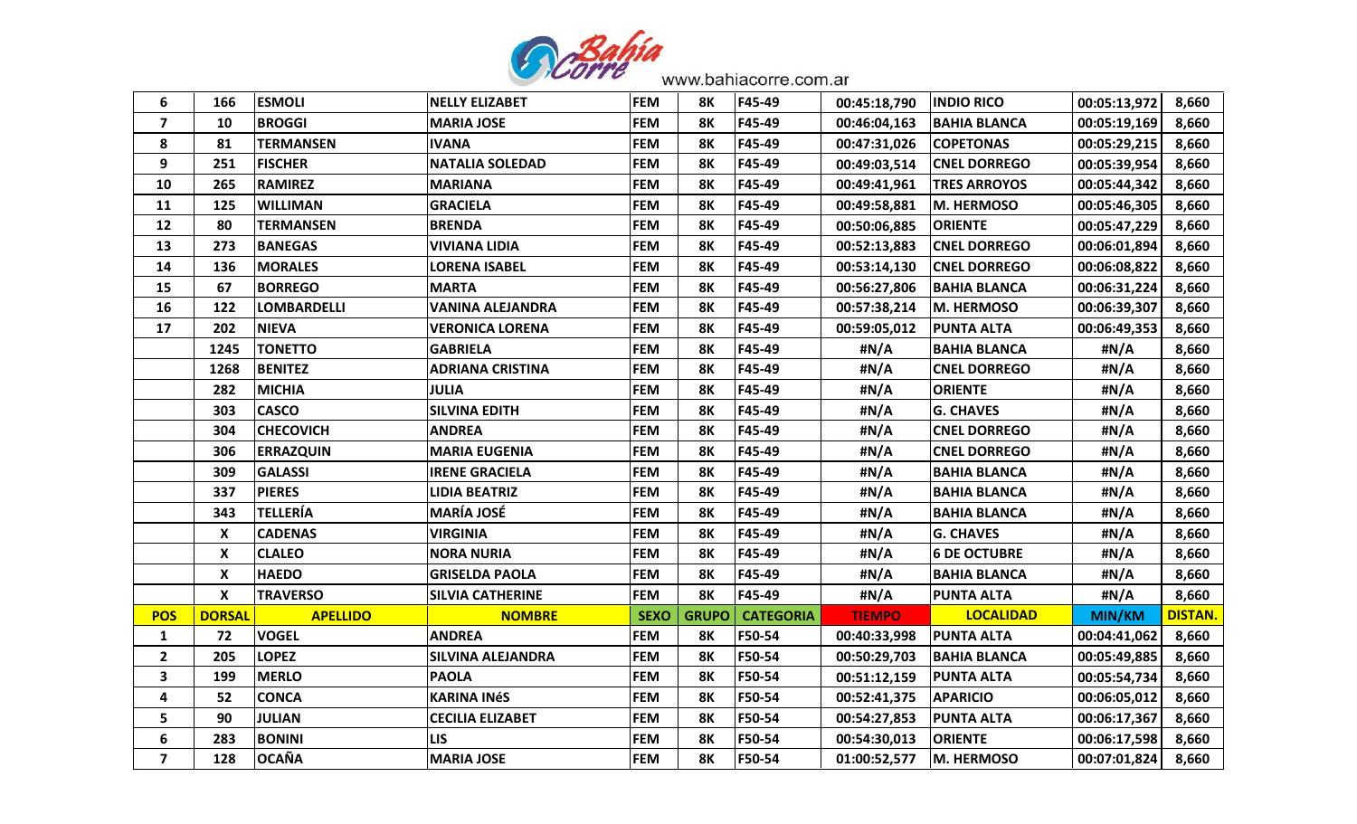| 6 | 166 | ESMOLI | NELLY ELIZABET | FEM | 8K | F45-49 | 00:45:18,790 | INDIO RICO | 00:05:13,972 | 8,660 |
|---|---|---|---|---|---|---|---|---|---|---|
| 7 | 10 | BROGGI | MARIA JOSE | FEM | 8K | F45-49 | 00:46:04,163 | BAHIA BLANCA | 00:05:19,169 | 8,660 |
| 8 | 81 | TERMANSEN | IVANA | FEM | 8K | F45-49 | 00:47:31,026 | COPETONAS | 00:05:29,215 | 8,660 |
| 9 | 251 | FISCHER | NATALIA SOLEDAD | FEM | 8K | F45-49 | 00:49:03,514 | CNEL DORREGO | 00:05:39,954 | 8,660 |
| 10 | 265 | RAMIREZ | MARIANA | FEM | 8K | F45-49 | 00:49:41,961 | TRES ARROYOS | 00:05:44,342 | 8,660 |
| 11 | 125 | WILLIMAN | GRACIELA | FEM | 8K | F45-49 | 00:49:58,881 | M. HERMOSO | 00:05:46,305 | 8,660 |
| 12 | 80 | TERMANSEN | BRENDA | FEM | 8K | F45-49 | 00:50:06,885 | ORIENTE | 00:05:47,229 | 8,660 |
| 13 | 273 | BANEGAS | VIVIANA LIDIA | FEM | 8K | F45-49 | 00:52:13,883 | CNEL DORREGO | 00:06:01,894 | 8,660 |
| 14 | 136 | MORALES | LORENA ISABEL | FEM | 8K | F45-49 | 00:53:14,130 | CNEL DORREGO | 00:06:08,822 | 8,660 |
| 15 | 67 | BORREGO | MARTA | FEM | 8K | F45-49 | 00:56:27,806 | BAHIA BLANCA | 00:06:31,224 | 8,660 |
| 16 | 122 | LOMBARDELLI | VANINA ALEJANDRA | FEM | 8K | F45-49 | 00:57:38,214 | M. HERMOSO | 00:06:39,307 | 8,660 |
| 17 | 202 | NIEVA | VERONICA LORENA | FEM | 8K | F45-49 | 00:59:05,012 | PUNTA ALTA | 00:06:49,353 | 8,660 |
| | 1245 | TONETTO | GABRIELA | FEM | 8K | F45-49 | #N/A | BAHIA BLANCA | #N/A | 8,660 |
| | 1268 | BENITEZ | ADRIANA CRISTINA | FEM | 8K | F45-49 | #N/A | CNEL DORREGO | #N/A | 8,660 |
| | 282 | MICHIA | JULIA | FEM | 8K | F45-49 | #N/A | ORIENTE | #N/A | 8,660 |
| | 303 | CASCO | SILVINA EDITH | FEM | 8K | F45-49 | #N/A | G. CHAVES | #N/A | 8,660 |
| | 304 | CHECOVICH | ANDREA | FEM | 8K | F45-49 | #N/A | CNEL DORREGO | #N/A | 8,660 |
| | 306 | ERRAZQUIN | MARIA EUGENIA | FEM | 8K | F45-49 | #N/A | CNEL DORREGO | #N/A | 8,660 |
| | 309 | GALASSI | IRENE GRACIELA | FEM | 8K | F45-49 | #N/A | BAHIA BLANCA | #N/A | 8,660 |
| | 337 | PIERES | LIDIA BEATRIZ | FEM | 8K | F45-49 | #N/A | BAHIA BLANCA | #N/A | 8,660 |
| | 343 | TELLERÍA | MARÍA JOSÉ | FEM | 8K | F45-49 | #N/A | BAHIA BLANCA | #N/A | 8,660 |
| | X | CADENAS | VIRGINIA | FEM | 8K | F45-49 | #N/A | G. CHAVES | #N/A | 8,660 |
| | X | CLALEO | NORA NURIA | FEM | 8K | F45-49 | #N/A | 6 DE OCTUBRE | #N/A | 8,660 |
| | X | HAEDO | GRISELDA PAOLA | FEM | 8K | F45-49 | #N/A | BAHIA BLANCA | #N/A | 8,660 |
| | X | TRAVERSO | SILVIA CATHERINE | FEM | 8K | F45-49 | #N/A | PUNTA ALTA | #N/A | 8,660 |

| POS | DORSAL | APELLIDO | NOMBRE | SEXO | GRUPO | CATEGORIA | TIEMPO | LOCALIDAD | MIN/KM | DISTAN. |
|---|---|---|---|---|---|---|---|---|---|---|
| 1 | 72 | VOGEL | ANDREA | FEM | 8K | F50-54 | 00:40:33,998 | PUNTA ALTA | 00:04:41,062 | 8,660 |
| 2 | 205 | LOPEZ | SILVINA ALEJANDRA | FEM | 8K | F50-54 | 00:50:29,703 | BAHIA BLANCA | 00:05:49,885 | 8,660 |
| 3 | 199 | MERLO | PAOLA | FEM | 8K | F50-54 | 00:51:12,159 | PUNTA ALTA | 00:05:54,734 | 8,660 |
| 4 | 52 | CONCA | KARINA INéS | FEM | 8K | F50-54 | 00:52:41,375 | APARICIO | 00:06:05,012 | 8,660 |
| 5 | 90 | JULIAN | CECILIA ELIZABET | FEM | 8K | F50-54 | 00:54:27,853 | PUNTA ALTA | 00:06:17,367 | 8,660 |
| 6 | 283 | BONINI | LIS | FEM | 8K | F50-54 | 00:54:30,013 | ORIENTE | 00:06:17,598 | 8,660 |
| 7 | 128 | OCAÑA | MARIA JOSE | FEM | 8K | F50-54 | 01:00:52,577 | M. HERMOSO | 00:07:01,824 | 8,660 |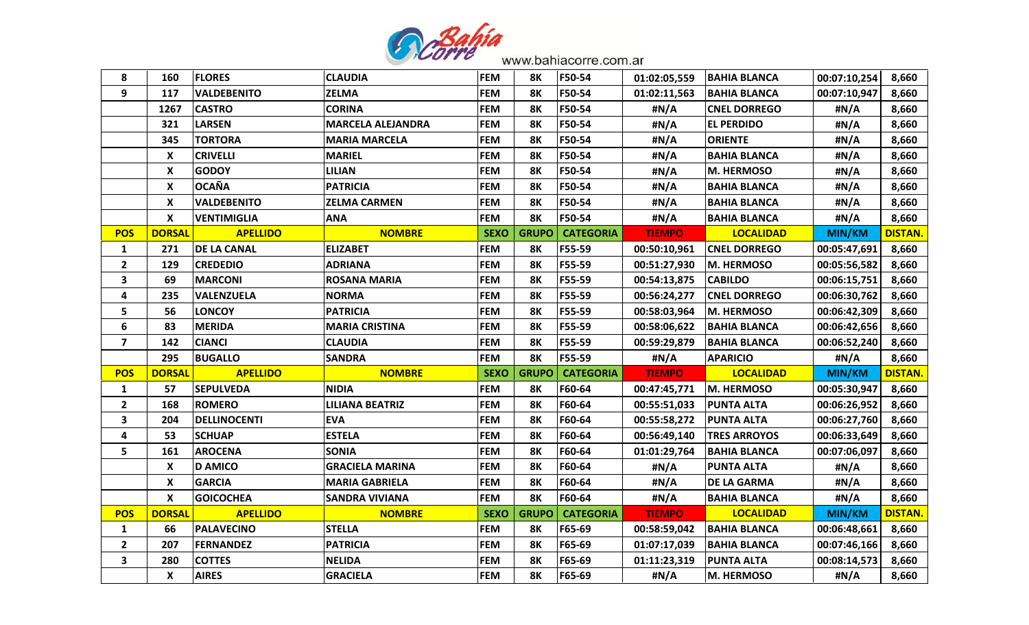| 8 | 160 | FLORES | CLAUDIA | FEM | 8K | F50-54 | 01:02:05,559 | BAHIA BLANCA | 00:07:10,254 | 8,660 |
|---|---|---|---|---|---|---|---|---|---|---|
| 9 | 117 | VALDEBENITO | ZELMA | FEM | 8K | F50-54 | 01:02:11,563 | BAHIA BLANCA | 00:07:10,947 | 8,660 |
| | 1267 | CASTRO | CORINA | FEM | 8K | F50-54 | #N/A | CNEL DORREGO | #N/A | 8,660 |
| | 321 | LARSEN | MARCELA ALEJANDRA | FEM | 8K | F50-54 | #N/A | EL PERDIDO | #N/A | 8,660 |
| | 345 | TORTORA | MARIA MARCELA | FEM | 8K | F50-54 | #N/A | ORIENTE | #N/A | 8,660 |
| | X | CRIVELLI | MARIEL | FEM | 8K | F50-54 | #N/A | BAHIA BLANCA | #N/A | 8,660 |
| | X | GODOY | LILIAN | FEM | 8K | F50-54 | #N/A | M. HERMOSO | #N/A | 8,660 |
| | X | OCAÑA | PATRICIA | FEM | 8K | F50-54 | #N/A | BAHIA BLANCA | #N/A | 8,660 |
| | X | VALDEBENITO | ZELMA CARMEN | FEM | 8K | F50-54 | #N/A | BAHIA BLANCA | #N/A | 8,660 |
| | X | VENTIMIGLIA | ANA | FEM | 8K | F50-54 | #N/A | BAHIA BLANCA | #N/A | 8,660 |
| **POS** | **DORSAL** | **APELLIDO** | **NOMBRE** | **SEXO** | **GRUPO** | **CATEGORIA** | **TIEMPO** | **LOCALIDAD** | **MIN/KM** | **DISTAN.** |
| 1 | 271 | DE LA CANAL | ELIZABET | FEM | 8K | F55-59 | 00:50:10,961 | CNEL DORREGO | 00:05:47,691 | 8,660 |
| 2 | 129 | CREDEDIO | ADRIANA | FEM | 8K | F55-59 | 00:51:27,930 | M. HERMOSO | 00:05:56,582 | 8,660 |
| 3 | 69 | MARCONI | ROSANA MARIA | FEM | 8K | F55-59 | 00:54:13,875 | CABILDO | 00:06:15,751 | 8,660 |
| 4 | 235 | VALENZUELA | NORMA | FEM | 8K | F55-59 | 00:56:24,277 | CNEL DORREGO | 00:06:30,762 | 8,660 |
| 5 | 56 | LONCOY | PATRICIA | FEM | 8K | F55-59 | 00:58:03,964 | M. HERMOSO | 00:06:42,309 | 8,660 |
| 6 | 83 | MERIDA | MARIA CRISTINA | FEM | 8K | F55-59 | 00:58:06,622 | BAHIA BLANCA | 00:06:42,656 | 8,660 |
| 7 | 142 | CIANCI | CLAUDIA | FEM | 8K | F55-59 | 00:59:29,879 | BAHIA BLANCA | 00:06:52,240 | 8,660 |
| | 295 | BUGALLO | SANDRA | FEM | 8K | F55-59 | #N/A | APARICIO | #N/A | 8,660 |
| **POS** | **DORSAL** | **APELLIDO** | **NOMBRE** | **SEXO** | **GRUPO** | **CATEGORIA** | **TIEMPO** | **LOCALIDAD** | **MIN/KM** | **DISTAN.** |
| 1 | 57 | SEPULVEDA | NIDIA | FEM | 8K | F60-64 | 00:47:45,771 | M. HERMOSO | 00:05:30,947 | 8,660 |
| 2 | 168 | ROMERO | LILIANA BEATRIZ | FEM | 8K | F60-64 | 00:55:51,033 | PUNTA ALTA | 00:06:26,952 | 8,660 |
| 3 | 204 | DELLINOCENTI | EVA | FEM | 8K | F60-64 | 00:55:58,272 | PUNTA ALTA | 00:06:27,760 | 8,660 |
| 4 | 53 | SCHUAP | ESTELA | FEM | 8K | F60-64 | 00:56:49,140 | TRES ARROYOS | 00:06:33,649 | 8,660 |
| 5 | 161 | AROCENA | SONIA | FEM | 8K | F60-64 | 01:01:29,764 | BAHIA BLANCA | 00:07:06,097 | 8,660 |
| | X | D AMICO | GRACIELA MARINA | FEM | 8K | F60-64 | #N/A | PUNTA ALTA | #N/A | 8,660 |
| | X | GARCIA | MARIA GABRIELA | FEM | 8K | F60-64 | #N/A | DE LA GARMA | #N/A | 8,660 |
| | X | GOICOCHEA | SANDRA VIVIANA | FEM | 8K | F60-64 | #N/A | BAHIA BLANCA | #N/A | 8,660 |
| **POS** | **DORSAL** | **APELLIDO** | **NOMBRE** | **SEXO** | **GRUPO** | **CATEGORIA** | **TIEMPO** | **LOCALIDAD** | **MIN/KM** | **DISTAN.** |
| 1 | 66 | PALAVECINO | STELLA | FEM | 8K | F65-69 | 00:58:59,042 | BAHIA BLANCA | 00:06:48,661 | 8,660 |
| 2 | 207 | FERNANDEZ | PATRICIA | FEM | 8K | F65-69 | 01:07:17,039 | BAHIA BLANCA | 00:07:46,166 | 8,660 |
| 3 | 280 | COTTES | NELIDA | FEM | 8K | F65-69 | 01:11:23,319 | PUNTA ALTA | 00:08:14,573 | 8,660 |
| | X | AIRES | GRACIELA | FEM | 8K | F65-69 | #N/A | M. HERMOSO | #N/A | 8,660 |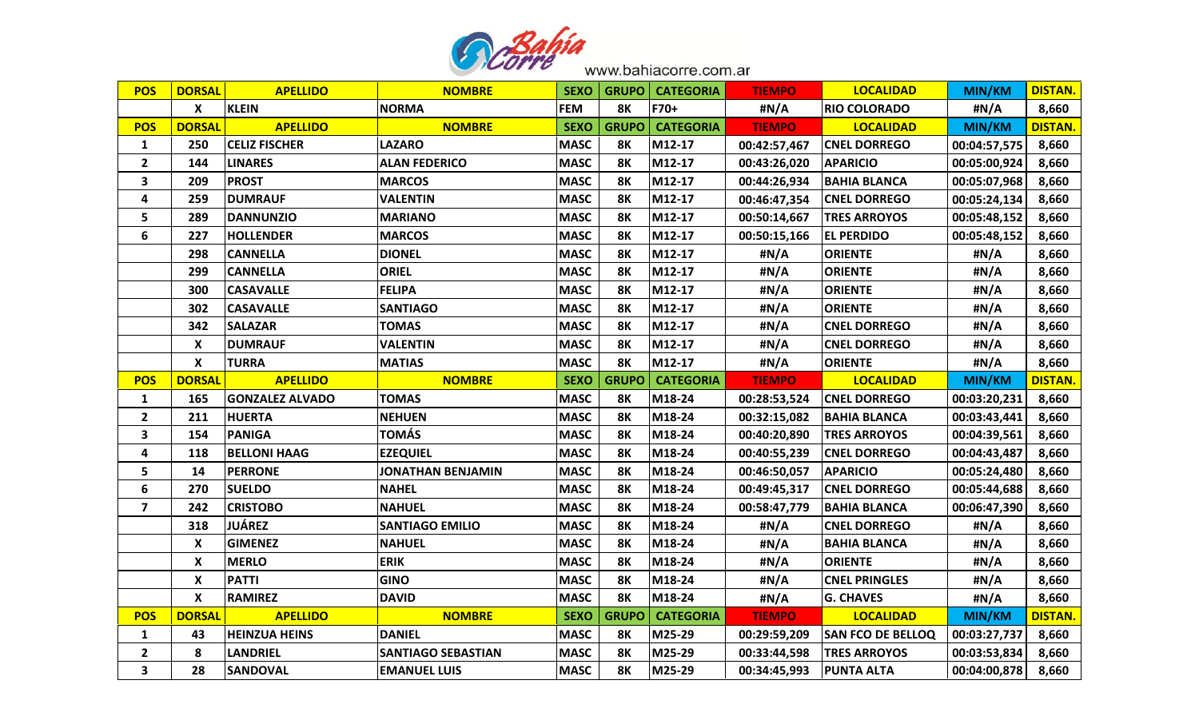| POS | DORSAL | APELLIDO | NOMBRE | SEXO | GRUPO | CATEGORIA | TIEMPO | LOCALIDAD | MIN/KM | DISTAN. |
|---|---|---|---|---|---|---|---|---|---|---|
| | X | KLEIN | NORMA | FEM | 8K | F70+ | #N/A | RIO COLORADO | #N/A | 8,660 |
| **POS** | **DORSAL** | **APELLIDO** | **NOMBRE** | **SEXO** | **GRUPO** | **CATEGORIA** | **TIEMPO** | **LOCALIDAD** | **MIN/KM** | **DISTAN.** |
| 1 | 250 | CELIZ FISCHER | LAZARO | MASC | 8K | M12-17 | 00:42:57,467 | CNEL DORREGO | 00:04:57,575 | 8,660 |
| 2 | 144 | LINARES | ALAN FEDERICO | MASC | 8K | M12-17 | 00:43:26,020 | APARICIO | 00:05:00,924 | 8,660 |
| 3 | 209 | PROST | MARCOS | MASC | 8K | M12-17 | 00:44:26,934 | BAHIA BLANCA | 00:05:07,968 | 8,660 |
| 4 | 259 | DUMRAUF | VALENTIN | MASC | 8K | M12-17 | 00:46:47,354 | CNEL DORREGO | 00:05:24,134 | 8,660 |
| 5 | 289 | DANNUNZIO | MARIANO | MASC | 8K | M12-17 | 00:50:14,667 | TRES ARROYOS | 00:05:48,152 | 8,660 |
| 6 | 227 | HOLLENDER | MARCOS | MASC | 8K | M12-17 | 00:50:15,166 | EL PERDIDO | 00:05:48,152 | 8,660 |
| | 298 | CANNELLA | DIONEL | MASC | 8K | M12-17 | #N/A | ORIENTE | #N/A | 8,660 |
| | 299 | CANNELLA | ORIEL | MASC | 8K | M12-17 | #N/A | ORIENTE | #N/A | 8,660 |
| | 300 | CASAVALLE | FELIPA | MASC | 8K | M12-17 | #N/A | ORIENTE | #N/A | 8,660 |
| | 302 | CASAVALLE | SANTIAGO | MASC | 8K | M12-17 | #N/A | ORIENTE | #N/A | 8,660 |
| | 342 | SALAZAR | TOMAS | MASC | 8K | M12-17 | #N/A | CNEL DORREGO | #N/A | 8,660 |
| | X | DUMRAUF | VALENTIN | MASC | 8K | M12-17 | #N/A | CNEL DORREGO | #N/A | 8,660 |
| | X | TURRA | MATIAS | MASC | 8K | M12-17 | #N/A | ORIENTE | #N/A | 8,660 |
| **POS** | **DORSAL** | **APELLIDO** | **NOMBRE** | **SEXO** | **GRUPO** | **CATEGORIA** | **TIEMPO** | **LOCALIDAD** | **MIN/KM** | **DISTAN.** |
| 1 | 165 | GONZALEZ ALVADO | TOMAS | MASC | 8K | M18-24 | 00:28:53,524 | CNEL DORREGO | 00:03:20,231 | 8,660 |
| 2 | 211 | HUERTA | NEHUEN | MASC | 8K | M18-24 | 00:32:15,082 | BAHIA BLANCA | 00:03:43,441 | 8,660 |
| 3 | 154 | PANIGA | TOMÁS | MASC | 8K | M18-24 | 00:40:20,890 | TRES ARROYOS | 00:04:39,561 | 8,660 |
| 4 | 118 | BELLONI HAAG | EZEQUIEL | MASC | 8K | M18-24 | 00:40:55,239 | CNEL DORREGO | 00:04:43,487 | 8,660 |
| 5 | 14 | PERRONE | JONATHAN BENJAMIN | MASC | 8K | M18-24 | 00:46:50,057 | APARICIO | 00:05:24,480 | 8,660 |
| 6 | 270 | SUELDO | NAHEL | MASC | 8K | M18-24 | 00:49:45,317 | CNEL DORREGO | 00:05:44,688 | 8,660 |
| 7 | 242 | CRISTOBO | NAHUEL | MASC | 8K | M18-24 | 00:58:47,779 | BAHIA BLANCA | 00:06:47,390 | 8,660 |
| | 318 | JUÁREZ | SANTIAGO EMILIO | MASC | 8K | M18-24 | #N/A | CNEL DORREGO | #N/A | 8,660 |
| | X | GIMENEZ | NAHUEL | MASC | 8K | M18-24 | #N/A | BAHIA BLANCA | #N/A | 8,660 |
| | X | MERLO | ERIK | MASC | 8K | M18-24 | #N/A | ORIENTE | #N/A | 8,660 |
| | X | PATTI | GINO | MASC | 8K | M18-24 | #N/A | CNEL PRINGLES | #N/A | 8,660 |
| | X | RAMIREZ | DAVID | MASC | 8K | M18-24 | #N/A | G. CHAVES | #N/A | 8,660 |
| **POS** | **DORSAL** | **APELLIDO** | **NOMBRE** | **SEXO** | **GRUPO** | **CATEGORIA** | **TIEMPO** | **LOCALIDAD** | **MIN/KM** | **DISTAN.** |
| 1 | 43 | HEINZUA HEINS | DANIEL | MASC | 8K | M25-29 | 00:29:59,209 | SAN FCO DE BELLOQ | 00:03:27,737 | 8,660 |
| 2 | 8 | LANDRIEL | SANTIAGO SEBASTIAN | MASC | 8K | M25-29 | 00:33:44,598 | TRES ARROYOS | 00:03:53,834 | 8,660 |
| 3 | 28 | SANDOVAL | EMANUEL LUIS | MASC | 8K | M25-29 | 00:34:45,993 | PUNTA ALTA | 00:04:00,878 | 8,660 |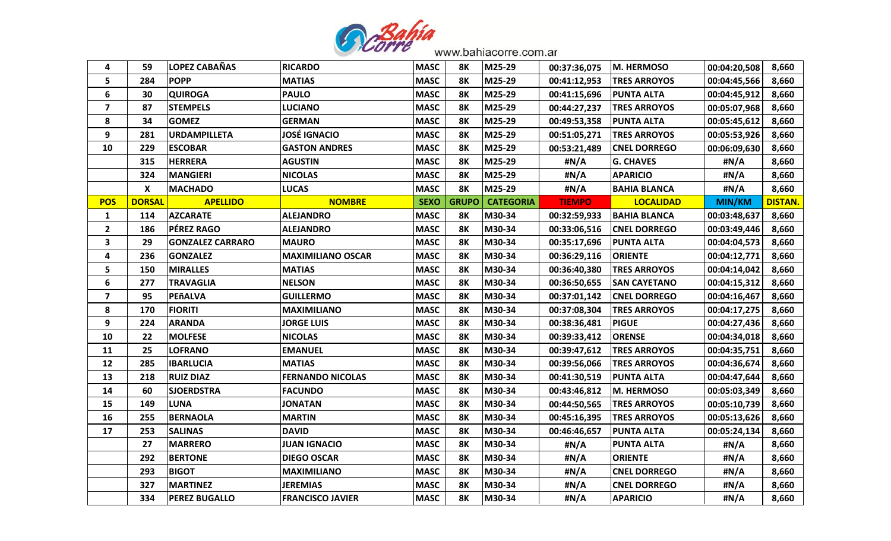www.bahiacorre.com.ar

| 4 | 59 | LOPEZ CABAÑAS | RICARDO | MASC | 8K | M25-29 | 00:37:36,075 | M. HERMOSO | 00:04:20,508 | 8,660 |
|---|---|---|---|---|---|---|---|---|---|---|
| 5 | 284 | POPP | MATIAS | MASC | 8K | M25-29 | 00:41:12,953 | TRES ARROYOS | 00:04:45,566 | 8,660 |
| 6 | 30 | QUIROGA | PAULO | MASC | 8K | M25-29 | 00:41:15,696 | PUNTA ALTA | 00:04:45,912 | 8,660 |
| 7 | 87 | STEMPELS | LUCIANO | MASC | 8K | M25-29 | 00:44:27,237 | TRES ARROYOS | 00:05:07,968 | 8,660 |
| 8 | 34 | GOMEZ | GERMAN | MASC | 8K | M25-29 | 00:49:53,358 | PUNTA ALTA | 00:05:45,612 | 8,660 |
| 9 | 281 | URDAMPILLETA | JOSÉ IGNACIO | MASC | 8K | M25-29 | 00:51:05,271 | TRES ARROYOS | 00:05:53,926 | 8,660 |
| 10 | 229 | ESCOBAR | GASTON ANDRES | MASC | 8K | M25-29 | 00:53:21,489 | CNEL DORREGO | 00:06:09,630 | 8,660 |
| | 315 | HERRERA | AGUSTIN | MASC | 8K | M25-29 | #N/A | G. CHAVES | #N/A | 8,660 |
| | 324 | MANGIERI | NICOLAS | MASC | 8K | M25-29 | #N/A | APARICIO | #N/A | 8,660 |
| | X | MACHADO | LUCAS | MASC | 8K | M25-29 | #N/A | BAHIA BLANCA | #N/A | 8,660 |
| **POS** | **DORSAL** | **APELLIDO** | **NOMBRE** | **SEXO** | **GRUPO** | **CATEGORIA** | **TIEMPO** | **LOCALIDAD** | **MIN/KM** | **DISTAN.** |
| 1 | 114 | AZCARATE | ALEJANDRO | MASC | 8K | M30-34 | 00:32:59,933 | BAHIA BLANCA | 00:03:48,637 | 8,660 |
| 2 | 186 | PÉREZ RAGO | ALEJANDRO | MASC | 8K | M30-34 | 00:33:06,516 | CNEL DORREGO | 00:03:49,446 | 8,660 |
| 3 | 29 | GONZALEZ CARRARO | MAURO | MASC | 8K | M30-34 | 00:35:17,696 | PUNTA ALTA | 00:04:04,573 | 8,660 |
| 4 | 236 | GONZALEZ | MAXIMILIANO OSCAR | MASC | 8K | M30-34 | 00:36:29,116 | ORIENTE | 00:04:12,771 | 8,660 |
| 5 | 150 | MIRALLES | MATIAS | MASC | 8K | M30-34 | 00:36:40,380 | TRES ARROYOS | 00:04:14,042 | 8,660 |
| 6 | 277 | TRAVAGLIA | NELSON | MASC | 8K | M30-34 | 00:36:50,655 | SAN CAYETANO | 00:04:15,312 | 8,660 |
| 7 | 95 | PEñALVA | GUILLERMO | MASC | 8K | M30-34 | 00:37:01,142 | CNEL DORREGO | 00:04:16,467 | 8,660 |
| 8 | 170 | FIORITI | MAXIMILIANO | MASC | 8K | M30-34 | 00:37:08,304 | TRES ARROYOS | 00:04:17,275 | 8,660 |
| 9 | 224 | ARANDA | JORGE LUIS | MASC | 8K | M30-34 | 00:38:36,481 | PIGUE | 00:04:27,436 | 8,660 |
| 10 | 22 | MOLFESE | NICOLAS | MASC | 8K | M30-34 | 00:39:33,412 | ORENSE | 00:04:34,018 | 8,660 |
| 11 | 25 | LOFRANO | EMANUEL | MASC | 8K | M30-34 | 00:39:47,612 | TRES ARROYOS | 00:04:35,751 | 8,660 |
| 12 | 285 | IBARLUCIA | MATIAS | MASC | 8K | M30-34 | 00:39:56,066 | TRES ARROYOS | 00:04:36,674 | 8,660 |
| 13 | 218 | RUIZ DIAZ | FERNANDO NICOLAS | MASC | 8K | M30-34 | 00:41:30,519 | PUNTA ALTA | 00:04:47,644 | 8,660 |
| 14 | 60 | SJOERDSTRA | FACUNDO | MASC | 8K | M30-34 | 00:43:46,812 | M. HERMOSO | 00:05:03,349 | 8,660 |
| 15 | 149 | LUNA | JONATAN | MASC | 8K | M30-34 | 00:44:50,565 | TRES ARROYOS | 00:05:10,739 | 8,660 |
| 16 | 255 | BERNAOLA | MARTIN | MASC | 8K | M30-34 | 00:45:16,395 | TRES ARROYOS | 00:05:13,626 | 8,660 |
| 17 | 253 | SALINAS | DAVID | MASC | 8K | M30-34 | 00:46:46,657 | PUNTA ALTA | 00:05:24,134 | 8,660 |
| | 27 | MARRERO | JUAN IGNACIO | MASC | 8K | M30-34 | #N/A | PUNTA ALTA | #N/A | 8,660 |
| | 292 | BERTONE | DIEGO OSCAR | MASC | 8K | M30-34 | #N/A | ORIENTE | #N/A | 8,660 |
| | 293 | BIGOT | MAXIMILIANO | MASC | 8K | M30-34 | #N/A | CNEL DORREGO | #N/A | 8,660 |
| | 327 | MARTINEZ | JEREMIAS | MASC | 8K | M30-34 | #N/A | CNEL DORREGO | #N/A | 8,660 |
| | 334 | PEREZ BUGALLO | FRANCISCO JAVIER | MASC | 8K | M30-34 | #N/A | APARICIO | #N/A | 8,660 |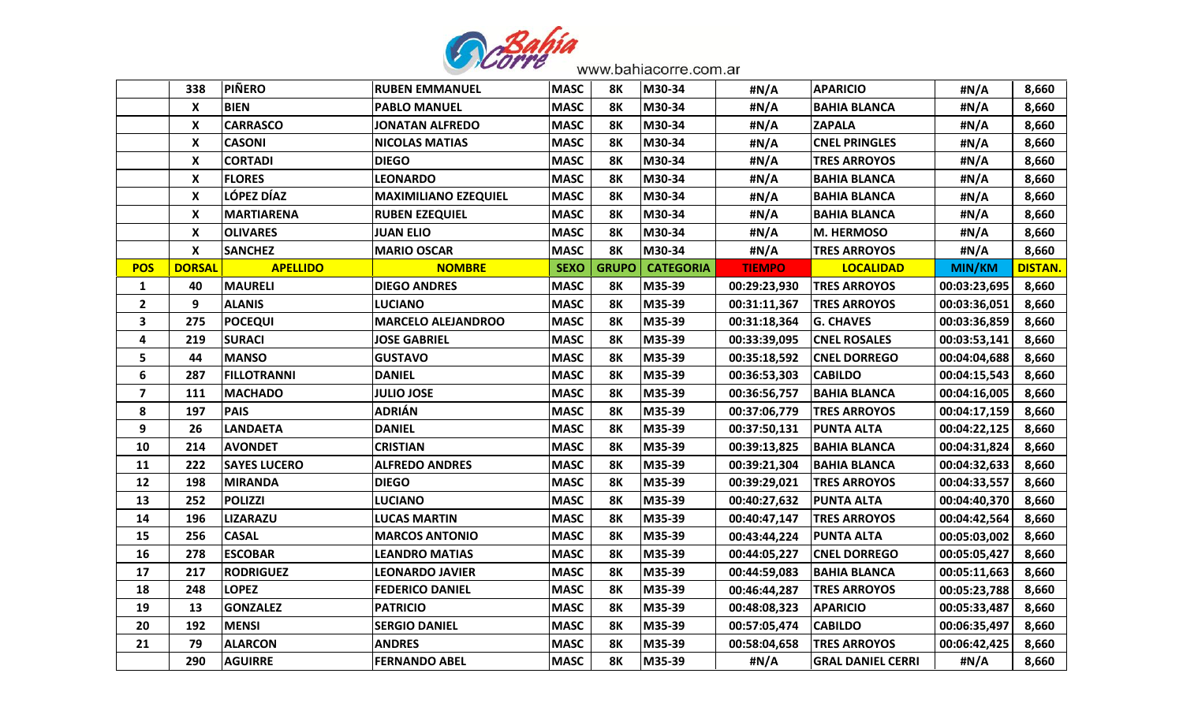| | 338 | PIÑERO | RUBEN EMMANUEL | MASC | 8K | M30-34 | #N/A | APARICIO | #N/A | 8,660 |
|---|---|---|---|---|---|---|---|---|---|---|
| | X | BIEN | PABLO MANUEL | MASC | 8K | M30-34 | #N/A | BAHIA BLANCA | #N/A | 8,660 |
| | X | CARRASCO | JONATAN ALFREDO | MASC | 8K | M30-34 | #N/A | ZAPALA | #N/A | 8,660 |
| | X | CASONI | NICOLAS MATIAS | MASC | 8K | M30-34 | #N/A | CNEL PRINGLES | #N/A | 8,660 |
| | X | CORTADI | DIEGO | MASC | 8K | M30-34 | #N/A | TRES ARROYOS | #N/A | 8,660 |
| | X | FLORES | LEONARDO | MASC | 8K | M30-34 | #N/A | BAHIA BLANCA | #N/A | 8,660 |
| | X | LÓPEZ DÍAZ | MAXIMILIANO EZEQUIEL | MASC | 8K | M30-34 | #N/A | BAHIA BLANCA | #N/A | 8,660 |
| | X | MARTIARENA | RUBEN EZEQUIEL | MASC | 8K | M30-34 | #N/A | BAHIA BLANCA | #N/A | 8,660 |
| | X | OLIVARES | JUAN ELIO | MASC | 8K | M30-34 | #N/A | M. HERMOSO | #N/A | 8,660 |
| | X | SANCHEZ | MARIO OSCAR | MASC | 8K | M30-34 | #N/A | TRES ARROYOS | #N/A | 8,660 |
| **POS** | **DORSAL** | **APELLIDO** | **NOMBRE** | **SEXO** | **GRUPO** | **CATEGORIA** | **TIEMPO** | **LOCALIDAD** | **MIN/KM** | **DISTAN.** |
| 1 | 40 | MAURELI | DIEGO ANDRES | MASC | 8K | M35-39 | 00:29:23,930 | TRES ARROYOS | 00:03:23,695 | 8,660 |
| 2 | 9 | ALANIS | LUCIANO | MASC | 8K | M35-39 | 00:31:11,367 | TRES ARROYOS | 00:03:36,051 | 8,660 |
| 3 | 275 | POCEQUI | MARCELO ALEJANDROO | MASC | 8K | M35-39 | 00:31:18,364 | G. CHAVES | 00:03:36,859 | 8,660 |
| 4 | 219 | SURACI | JOSE GABRIEL | MASC | 8K | M35-39 | 00:33:39,095 | CNEL ROSALES | 00:03:53,141 | 8,660 |
| 5 | 44 | MANSO | GUSTAVO | MASC | 8K | M35-39 | 00:35:18,592 | CNEL DORREGO | 00:04:04,688 | 8,660 |
| 6 | 287 | FILLOTRANNI | DANIEL | MASC | 8K | M35-39 | 00:36:53,303 | CABILDO | 00:04:15,543 | 8,660 |
| 7 | 111 | MACHADO | JULIO JOSE | MASC | 8K | M35-39 | 00:36:56,757 | BAHIA BLANCA | 00:04:16,005 | 8,660 |
| 8 | 197 | PAIS | ADRIÁN | MASC | 8K | M35-39 | 00:37:06,779 | TRES ARROYOS | 00:04:17,159 | 8,660 |
| 9 | 26 | LANDAETA | DANIEL | MASC | 8K | M35-39 | 00:37:50,131 | PUNTA ALTA | 00:04:22,125 | 8,660 |
| 10 | 214 | AVONDET | CRISTIAN | MASC | 8K | M35-39 | 00:39:13,825 | BAHIA BLANCA | 00:04:31,824 | 8,660 |
| 11 | 222 | SAYES LUCERO | ALFREDO ANDRES | MASC | 8K | M35-39 | 00:39:21,304 | BAHIA BLANCA | 00:04:32,633 | 8,660 |
| 12 | 198 | MIRANDA | DIEGO | MASC | 8K | M35-39 | 00:39:29,021 | TRES ARROYOS | 00:04:33,557 | 8,660 |
| 13 | 252 | POLIZZI | LUCIANO | MASC | 8K | M35-39 | 00:40:27,632 | PUNTA ALTA | 00:04:40,370 | 8,660 |
| 14 | 196 | LIZARAZU | LUCAS MARTIN | MASC | 8K | M35-39 | 00:40:47,147 | TRES ARROYOS | 00:04:42,564 | 8,660 |
| 15 | 256 | CASAL | MARCOS ANTONIO | MASC | 8K | M35-39 | 00:43:44,224 | PUNTA ALTA | 00:05:03,002 | 8,660 |
| 16 | 278 | ESCOBAR | LEANDRO MATIAS | MASC | 8K | M35-39 | 00:44:05,227 | CNEL DORREGO | 00:05:05,427 | 8,660 |
| 17 | 217 | RODRIGUEZ | LEONARDO JAVIER | MASC | 8K | M35-39 | 00:44:59,083 | BAHIA BLANCA | 00:05:11,663 | 8,660 |
| 18 | 248 | LOPEZ | FEDERICO DANIEL | MASC | 8K | M35-39 | 00:46:44,287 | TRES ARROYOS | 00:05:23,788 | 8,660 |
| 19 | 13 | GONZALEZ | PATRICIO | MASC | 8K | M35-39 | 00:48:08,323 | APARICIO | 00:05:33,487 | 8,660 |
| 20 | 192 | MENSI | SERGIO DANIEL | MASC | 8K | M35-39 | 00:57:05,474 | CABILDO | 00:06:35,497 | 8,660 |
| 21 | 79 | ALARCON | ANDRES | MASC | 8K | M35-39 | 00:58:04,658 | TRES ARROYOS | 00:06:42,425 | 8,660 |
| | 290 | AGUIRRE | FERNANDO ABEL | MASC | 8K | M35-39 | #N/A | GRAL DANIEL CERRI | #N/A | 8,660 |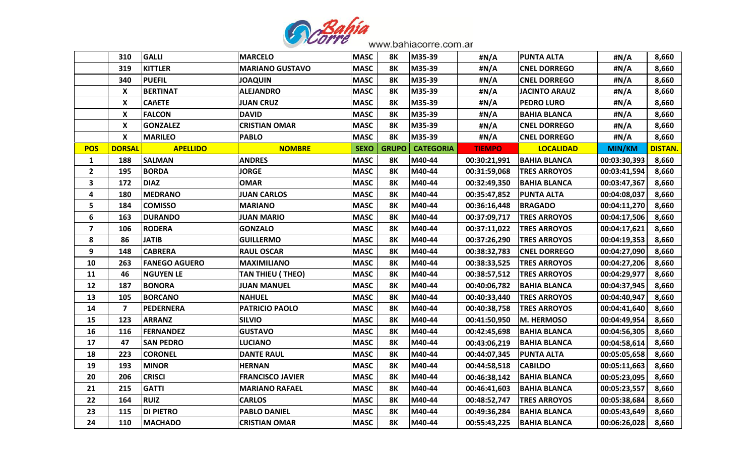|  | 310 | GALLI | MARCELO | MASC | 8K | M35-39 | #N/A | PUNTA ALTA | #N/A | 8,660 |
|---|---|---|---|---|---|---|---|---|---|---|
|  | 319 | KITTLER | MARIANO GUSTAVO | MASC | 8K | M35-39 | #N/A | CNEL DORREGO | #N/A | 8,660 |
|  | 340 | PUEFIL | JOAQUIN | MASC | 8K | M35-39 | #N/A | CNEL DORREGO | #N/A | 8,660 |
|  | X | BERTINAT | ALEJANDRO | MASC | 8K | M35-39 | #N/A | JACINTO ARAUZ | #N/A | 8,660 |
|  | X | CAñETE | JUAN CRUZ | MASC | 8K | M35-39 | #N/A | PEDRO LURO | #N/A | 8,660 |
|  | X | FALCON | DAVID | MASC | 8K | M35-39 | #N/A | BAHIA BLANCA | #N/A | 8,660 |
|  | X | GONZALEZ | CRISTIAN OMAR | MASC | 8K | M35-39 | #N/A | CNEL DORREGO | #N/A | 8,660 |
|  | X | MARILEO | PABLO | MASC | 8K | M35-39 | #N/A | CNEL DORREGO | #N/A | 8,660 |
| **POS** | **DORSAL** | **APELLIDO** | **NOMBRE** | **SEXO** | **GRUPO** | **CATEGORIA** | **TIEMPO** | **LOCALIDAD** | **MIN/KM** | **DISTAN.** |
| 1 | 188 | SALMAN | ANDRES | MASC | 8K | M40-44 | 00:30:21,991 | BAHIA BLANCA | 00:03:30,393 | 8,660 |
| 2 | 195 | BORDA | JORGE | MASC | 8K | M40-44 | 00:31:59,068 | TRES ARROYOS | 00:03:41,594 | 8,660 |
| 3 | 172 | DIAZ | OMAR | MASC | 8K | M40-44 | 00:32:49,350 | BAHIA BLANCA | 00:03:47,367 | 8,660 |
| 4 | 180 | MEDRANO | JUAN CARLOS | MASC | 8K | M40-44 | 00:35:47,852 | PUNTA ALTA | 00:04:08,037 | 8,660 |
| 5 | 184 | COMISSO | MARIANO | MASC | 8K | M40-44 | 00:36:16,448 | BRAGADO | 00:04:11,270 | 8,660 |
| 6 | 163 | DURANDO | JUAN MARIO | MASC | 8K | M40-44 | 00:37:09,717 | TRES ARROYOS | 00:04:17,506 | 8,660 |
| 7 | 106 | RODERA | GONZALO | MASC | 8K | M40-44 | 00:37:11,022 | TRES ARROYOS | 00:04:17,621 | 8,660 |
| 8 | 86 | JATIB | GUILLERMO | MASC | 8K | M40-44 | 00:37:26,290 | TRES ARROYOS | 00:04:19,353 | 8,660 |
| 9 | 148 | CABRERA | RAUL OSCAR | MASC | 8K | M40-44 | 00:38:32,783 | CNEL DORREGO | 00:04:27,090 | 8,660 |
| 10 | 263 | FANEGO AGUERO | MAXIMILIANO | MASC | 8K | M40-44 | 00:38:33,525 | TRES ARROYOS | 00:04:27,206 | 8,660 |
| 11 | 46 | NGUYEN LE | TAN THIEU ( THEO) | MASC | 8K | M40-44 | 00:38:57,512 | TRES ARROYOS | 00:04:29,977 | 8,660 |
| 12 | 187 | BONORA | JUAN MANUEL | MASC | 8K | M40-44 | 00:40:06,782 | BAHIA BLANCA | 00:04:37,945 | 8,660 |
| 13 | 105 | BORCANO | NAHUEL | MASC | 8K | M40-44 | 00:40:33,440 | TRES ARROYOS | 00:04:40,947 | 8,660 |
| 14 | 7 | PEDERNERA | PATRICIO PAOLO | MASC | 8K | M40-44 | 00:40:38,758 | TRES ARROYOS | 00:04:41,640 | 8,660 |
| 15 | 123 | ARRANZ | SILVIO | MASC | 8K | M40-44 | 00:41:50,950 | M. HERMOSO | 00:04:49,954 | 8,660 |
| 16 | 116 | FERNANDEZ | GUSTAVO | MASC | 8K | M40-44 | 00:42:45,698 | BAHIA BLANCA | 00:04:56,305 | 8,660 |
| 17 | 47 | SAN PEDRO | LUCIANO | MASC | 8K | M40-44 | 00:43:06,219 | BAHIA BLANCA | 00:04:58,614 | 8,660 |
| 18 | 223 | CORONEL | DANTE RAUL | MASC | 8K | M40-44 | 00:44:07,345 | PUNTA ALTA | 00:05:05,658 | 8,660 |
| 19 | 193 | MINOR | HERNAN | MASC | 8K | M40-44 | 00:44:58,518 | CABILDO | 00:05:11,663 | 8,660 |
| 20 | 206 | CRISCI | FRANCISCO JAVIER | MASC | 8K | M40-44 | 00:46:38,142 | BAHIA BLANCA | 00:05:23,095 | 8,660 |
| 21 | 215 | GATTI | MARIANO RAFAEL | MASC | 8K | M40-44 | 00:46:41,603 | BAHIA BLANCA | 00:05:23,557 | 8,660 |
| 22 | 164 | RUIZ | CARLOS | MASC | 8K | M40-44 | 00:48:52,747 | TRES ARROYOS | 00:05:38,684 | 8,660 |
| 23 | 115 | DI PIETRO | PABLO DANIEL | MASC | 8K | M40-44 | 00:49:36,284 | BAHIA BLANCA | 00:05:43,649 | 8,660 |
| 24 | 110 | MACHADO | CRISTIAN OMAR | MASC | 8K | M40-44 | 00:55:43,225 | BAHIA BLANCA | 00:06:26,028 | 8,660 |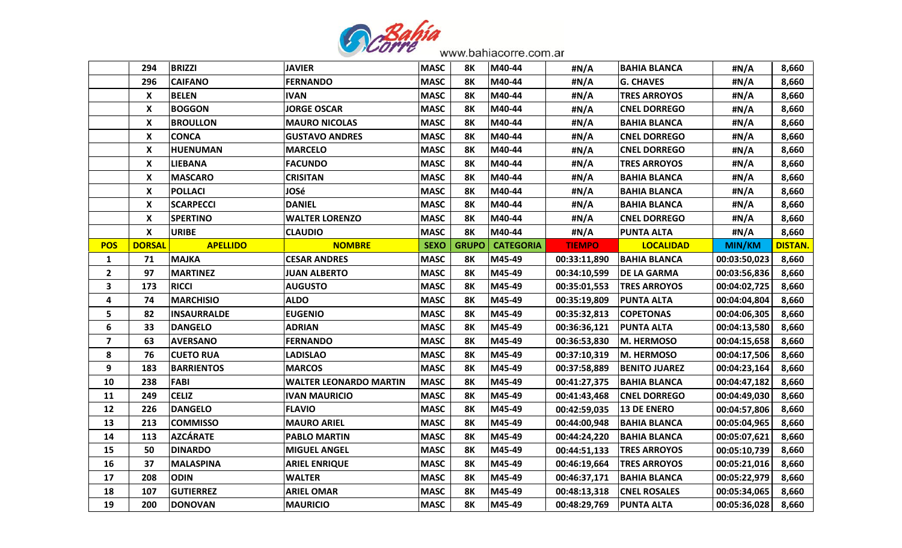|  | 294 | BRIZZI | JAVIER | MASC | 8K | M40-44 | #N/A | BAHIA BLANCA | #N/A | 8,660 |
|---|---|---|---|---|---|---|---|---|---|---|
|  | 296 | CAIFANO | FERNANDO | MASC | 8K | M40-44 | #N/A | G. CHAVES | #N/A | 8,660 |
|  | X | BELEN | IVAN | MASC | 8K | M40-44 | #N/A | TRES ARROYOS | #N/A | 8,660 |
|  | X | BOGGON | JORGE OSCAR | MASC | 8K | M40-44 | #N/A | CNEL DORREGO | #N/A | 8,660 |
|  | X | BROULLON | MAURO NICOLAS | MASC | 8K | M40-44 | #N/A | BAHIA BLANCA | #N/A | 8,660 |
|  | X | CONCA | GUSTAVO ANDRES | MASC | 8K | M40-44 | #N/A | CNEL DORREGO | #N/A | 8,660 |
|  | X | HUENUMAN | MARCELO | MASC | 8K | M40-44 | #N/A | CNEL DORREGO | #N/A | 8,660 |
|  | X | LIEBANA | FACUNDO | MASC | 8K | M40-44 | #N/A | TRES ARROYOS | #N/A | 8,660 |
|  | X | MASCARO | CRISITAN | MASC | 8K | M40-44 | #N/A | BAHIA BLANCA | #N/A | 8,660 |
|  | X | POLLACI | JOSé | MASC | 8K | M40-44 | #N/A | BAHIA BLANCA | #N/A | 8,660 |
|  | X | SCARPECCI | DANIEL | MASC | 8K | M40-44 | #N/A | BAHIA BLANCA | #N/A | 8,660 |
|  | X | SPERTINO | WALTER LORENZO | MASC | 8K | M40-44 | #N/A | CNEL DORREGO | #N/A | 8,660 |
|  | X | URIBE | CLAUDIO | MASC | 8K | M40-44 | #N/A | PUNTA ALTA | #N/A | 8,660 |
| **POS** | **DORSAL** | **APELLIDO** | **NOMBRE** | **SEXO** | **GRUPO** | **CATEGORIA** | **TIEMPO** | **LOCALIDAD** | **MIN/KM** | **DISTAN.** |
| 1 | 71 | MAJKA | CESAR ANDRES | MASC | 8K | M45-49 | 00:33:11,890 | BAHIA BLANCA | 00:03:50,023 | 8,660 |
| 2 | 97 | MARTINEZ | JUAN ALBERTO | MASC | 8K | M45-49 | 00:34:10,599 | DE LA GARMA | 00:03:56,836 | 8,660 |
| 3 | 173 | RICCI | AUGUSTO | MASC | 8K | M45-49 | 00:35:01,553 | TRES ARROYOS | 00:04:02,725 | 8,660 |
| 4 | 74 | MARCHISIO | ALDO | MASC | 8K | M45-49 | 00:35:19,809 | PUNTA ALTA | 00:04:04,804 | 8,660 |
| 5 | 82 | INSAURRALDE | EUGENIO | MASC | 8K | M45-49 | 00:35:32,813 | COPETONAS | 00:04:06,305 | 8,660 |
| 6 | 33 | DANGELO | ADRIAN | MASC | 8K | M45-49 | 00:36:36,121 | PUNTA ALTA | 00:04:13,580 | 8,660 |
| 7 | 63 | AVERSANO | FERNANDO | MASC | 8K | M45-49 | 00:36:53,830 | M. HERMOSO | 00:04:15,658 | 8,660 |
| 8 | 76 | CUETO RUA | LADISLAO | MASC | 8K | M45-49 | 00:37:10,319 | M. HERMOSO | 00:04:17,506 | 8,660 |
| 9 | 183 | BARRIENTOS | MARCOS | MASC | 8K | M45-49 | 00:37:58,889 | BENITO JUAREZ | 00:04:23,164 | 8,660 |
| 10 | 238 | FABI | WALTER LEONARDO MARTIN | MASC | 8K | M45-49 | 00:41:27,375 | BAHIA BLANCA | 00:04:47,182 | 8,660 |
| 11 | 249 | CELIZ | IVAN MAURICIO | MASC | 8K | M45-49 | 00:41:43,468 | CNEL DORREGO | 00:04:49,030 | 8,660 |
| 12 | 226 | DANGELO | FLAVIO | MASC | 8K | M45-49 | 00:42:59,035 | 13 DE ENERO | 00:04:57,806 | 8,660 |
| 13 | 213 | COMMISSO | MAURO ARIEL | MASC | 8K | M45-49 | 00:44:00,948 | BAHIA BLANCA | 00:05:04,965 | 8,660 |
| 14 | 113 | AZCÁRATE | PABLO MARTIN | MASC | 8K | M45-49 | 00:44:24,220 | BAHIA BLANCA | 00:05:07,621 | 8,660 |
| 15 | 50 | DINARDO | MIGUEL ANGEL | MASC | 8K | M45-49 | 00:44:51,133 | TRES ARROYOS | 00:05:10,739 | 8,660 |
| 16 | 37 | MALASPINA | ARIEL ENRIQUE | MASC | 8K | M45-49 | 00:46:19,664 | TRES ARROYOS | 00:05:21,016 | 8,660 |
| 17 | 208 | ODIN | WALTER | MASC | 8K | M45-49 | 00:46:37,171 | BAHIA BLANCA | 00:05:22,979 | 8,660 |
| 18 | 107 | GUTIERREZ | ARIEL OMAR | MASC | 8K | M45-49 | 00:48:13,318 | CNEL ROSALES | 00:05:34,065 | 8,660 |
| 19 | 200 | DONOVAN | MAURICIO | MASC | 8K | M45-49 | 00:48:29,769 | PUNTA ALTA | 00:05:36,028 | 8,660 |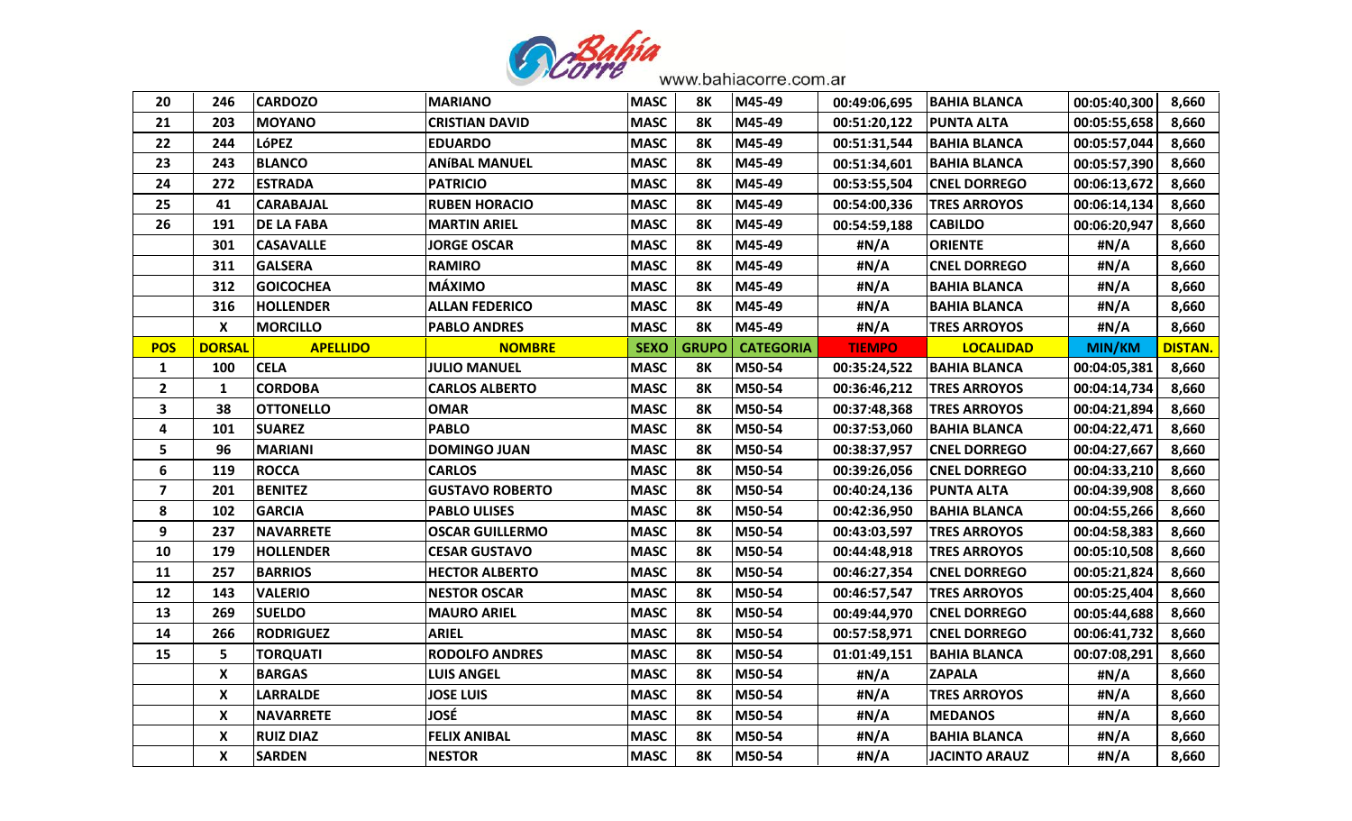| 20 | 246 | CARDOZO | MARIANO | MASC | 8K | M45-49 | 00:49:06,695 | BAHIA BLANCA | 00:05:40,300 | 8,660 |
|---|---|---|---|---|---|---|---|---|---|---|
| 21 | 203 | MOYANO | CRISTIAN DAVID | MASC | 8K | M45-49 | 00:51:20,122 | PUNTA ALTA | 00:05:55,658 | 8,660 |
| 22 | 244 | LóPEZ | EDUARDO | MASC | 8K | M45-49 | 00:51:31,544 | BAHIA BLANCA | 00:05:57,044 | 8,660 |
| 23 | 243 | BLANCO | ANíBAL MANUEL | MASC | 8K | M45-49 | 00:51:34,601 | BAHIA BLANCA | 00:05:57,390 | 8,660 |
| 24 | 272 | ESTRADA | PATRICIO | MASC | 8K | M45-49 | 00:53:55,504 | CNEL DORREGO | 00:06:13,672 | 8,660 |
| 25 | 41 | CARABAJAL | RUBEN HORACIO | MASC | 8K | M45-49 | 00:54:00,336 | TRES ARROYOS | 00:06:14,134 | 8,660 |
| 26 | 191 | DE LA FABA | MARTIN ARIEL | MASC | 8K | M45-49 | 00:54:59,188 | CABILDO | 00:06:20,947 | 8,660 |
| | 301 | CASAVALLE | JORGE OSCAR | MASC | 8K | M45-49 | #N/A | ORIENTE | #N/A | 8,660 |
| | 311 | GALSERA | RAMIRO | MASC | 8K | M45-49 | #N/A | CNEL DORREGO | #N/A | 8,660 |
| | 312 | GOICOCHEA | MÁXIMO | MASC | 8K | M45-49 | #N/A | BAHIA BLANCA | #N/A | 8,660 |
| | 316 | HOLLENDER | ALLAN FEDERICO | MASC | 8K | M45-49 | #N/A | BAHIA BLANCA | #N/A | 8,660 |
| | X | MORCILLO | PABLO ANDRES | MASC | 8K | M45-49 | #N/A | TRES ARROYOS | #N/A | 8,660 |
| **POS** | **DORSAL** | **APELLIDO** | **NOMBRE** | **SEXO** | **GRUPO** | **CATEGORIA** | **TIEMPO** | **LOCALIDAD** | **MIN/KM** | **DISTAN.** |
| 1 | 100 | CELA | JULIO MANUEL | MASC | 8K | M50-54 | 00:35:24,522 | BAHIA BLANCA | 00:04:05,381 | 8,660 |
| 2 | 1 | CORDOBA | CARLOS ALBERTO | MASC | 8K | M50-54 | 00:36:46,212 | TRES ARROYOS | 00:04:14,734 | 8,660 |
| 3 | 38 | OTTONELLO | OMAR | MASC | 8K | M50-54 | 00:37:48,368 | TRES ARROYOS | 00:04:21,894 | 8,660 |
| 4 | 101 | SUAREZ | PABLO | MASC | 8K | M50-54 | 00:37:53,060 | BAHIA BLANCA | 00:04:22,471 | 8,660 |
| 5 | 96 | MARIANI | DOMINGO JUAN | MASC | 8K | M50-54 | 00:38:37,957 | CNEL DORREGO | 00:04:27,667 | 8,660 |
| 6 | 119 | ROCCA | CARLOS | MASC | 8K | M50-54 | 00:39:26,056 | CNEL DORREGO | 00:04:33,210 | 8,660 |
| 7 | 201 | BENITEZ | GUSTAVO ROBERTO | MASC | 8K | M50-54 | 00:40:24,136 | PUNTA ALTA | 00:04:39,908 | 8,660 |
| 8 | 102 | GARCIA | PABLO ULISES | MASC | 8K | M50-54 | 00:42:36,950 | BAHIA BLANCA | 00:04:55,266 | 8,660 |
| 9 | 237 | NAVARRETE | OSCAR GUILLERMO | MASC | 8K | M50-54 | 00:43:03,597 | TRES ARROYOS | 00:04:58,383 | 8,660 |
| 10 | 179 | HOLLENDER | CESAR GUSTAVO | MASC | 8K | M50-54 | 00:44:48,918 | TRES ARROYOS | 00:05:10,508 | 8,660 |
| 11 | 257 | BARRIOS | HECTOR ALBERTO | MASC | 8K | M50-54 | 00:46:27,354 | CNEL DORREGO | 00:05:21,824 | 8,660 |
| 12 | 143 | VALERIO | NESTOR OSCAR | MASC | 8K | M50-54 | 00:46:57,547 | TRES ARROYOS | 00:05:25,404 | 8,660 |
| 13 | 269 | SUELDO | MAURO ARIEL | MASC | 8K | M50-54 | 00:49:44,970 | CNEL DORREGO | 00:05:44,688 | 8,660 |
| 14 | 266 | RODRIGUEZ | ARIEL | MASC | 8K | M50-54 | 00:57:58,971 | CNEL DORREGO | 00:06:41,732 | 8,660 |
| 15 | 5 | TORQUATI | RODOLFO ANDRES | MASC | 8K | M50-54 | 01:01:49,151 | BAHIA BLANCA | 00:07:08,291 | 8,660 |
| | X | BARGAS | LUIS ANGEL | MASC | 8K | M50-54 | #N/A | ZAPALA | #N/A | 8,660 |
| | X | LARRALDE | JOSE LUIS | MASC | 8K | M50-54 | #N/A | TRES ARROYOS | #N/A | 8,660 |
| | X | NAVARRETE | JOSÉ | MASC | 8K | M50-54 | #N/A | MEDANOS | #N/A | 8,660 |
| | X | RUIZ DIAZ | FELIX ANIBAL | MASC | 8K | M50-54 | #N/A | BAHIA BLANCA | #N/A | 8,660 |
| | X | SARDEN | NESTOR | MASC | 8K | M50-54 | #N/A | JACINTO ARAUZ | #N/A | 8,660 |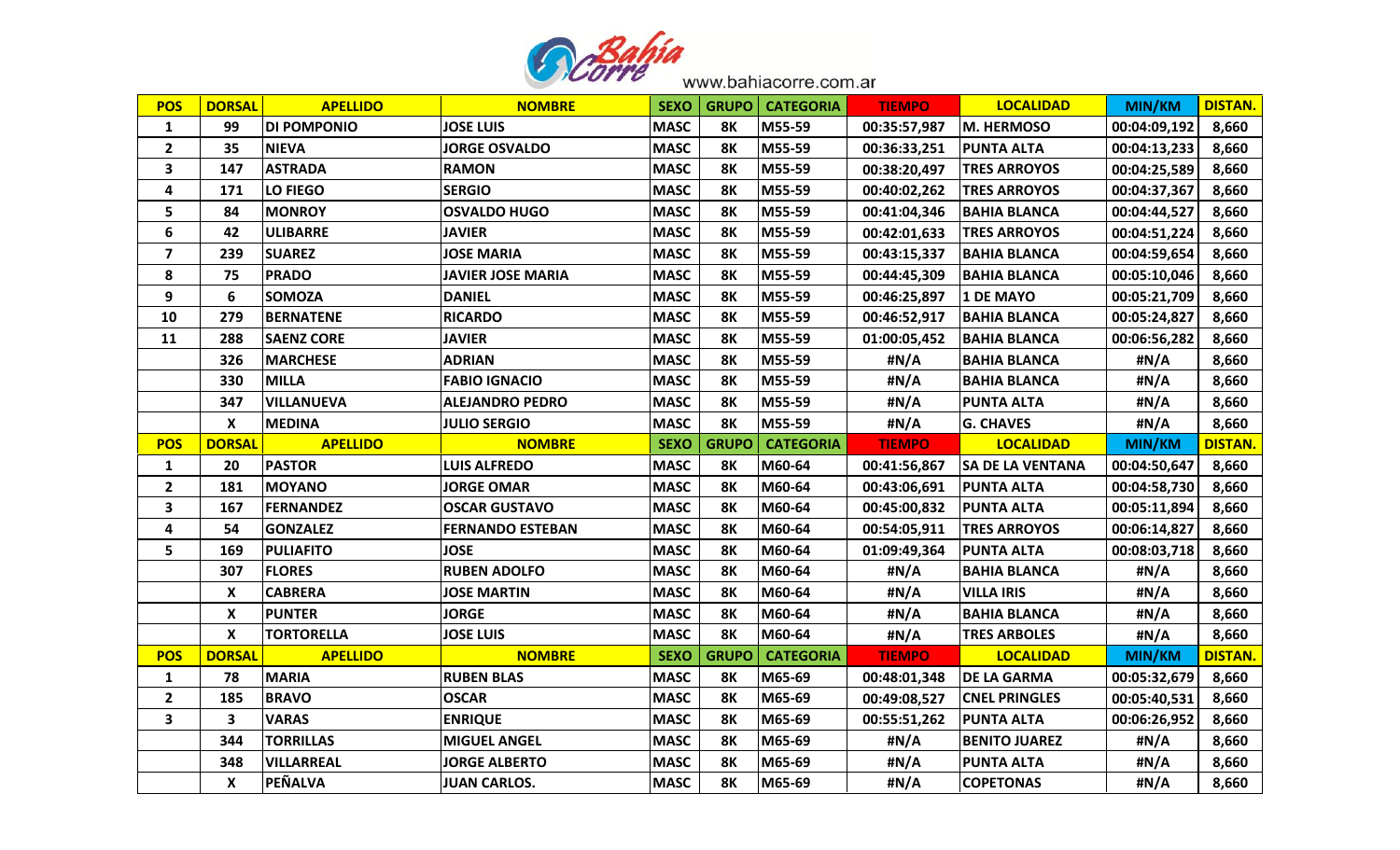www.bahiacorre.com.ar

| POS | DORSAL | APELLIDO | NOMBRE | SEXO | GRUPO | CATEGORIA | TIEMPO | LOCALIDAD | MIN/KM | DISTAN. |
|---|---|---|---|---|---|---|---|---|---|---|
| 1 | 99 | DI POMPONIO | JOSE LUIS | MASC | 8K | M55-59 | 00:35:57,987 | M. HERMOSO | 00:04:09,192 | 8,660 |
| 2 | 35 | NIEVA | JORGE OSVALDO | MASC | 8K | M55-59 | 00:36:33,251 | PUNTA ALTA | 00:04:13,233 | 8,660 |
| 3 | 147 | ASTRADA | RAMON | MASC | 8K | M55-59 | 00:38:20,497 | TRES ARROYOS | 00:04:25,589 | 8,660 |
| 4 | 171 | LO FIEGO | SERGIO | MASC | 8K | M55-59 | 00:40:02,262 | TRES ARROYOS | 00:04:37,367 | 8,660 |
| 5 | 84 | MONROY | OSVALDO HUGO | MASC | 8K | M55-59 | 00:41:04,346 | BAHIA BLANCA | 00:04:44,527 | 8,660 |
| 6 | 42 | ULIBARRE | JAVIER | MASC | 8K | M55-59 | 00:42:01,633 | TRES ARROYOS | 00:04:51,224 | 8,660 |
| 7 | 239 | SUAREZ | JOSE MARIA | MASC | 8K | M55-59 | 00:43:15,337 | BAHIA BLANCA | 00:04:59,654 | 8,660 |
| 8 | 75 | PRADO | JAVIER JOSE MARIA | MASC | 8K | M55-59 | 00:44:45,309 | BAHIA BLANCA | 00:05:10,046 | 8,660 |
| 9 | 6 | SOMOZA | DANIEL | MASC | 8K | M55-59 | 00:46:25,897 | 1 DE MAYO | 00:05:21,709 | 8,660 |
| 10 | 279 | BERNATENE | RICARDO | MASC | 8K | M55-59 | 00:46:52,917 | BAHIA BLANCA | 00:05:24,827 | 8,660 |
| 11 | 288 | SAENZ CORE | JAVIER | MASC | 8K | M55-59 | 01:00:05,452 | BAHIA BLANCA | 00:06:56,282 | 8,660 |
| | 326 | MARCHESE | ADRIAN | MASC | 8K | M55-59 | #N/A | BAHIA BLANCA | #N/A | 8,660 |
| | 330 | MILLA | FABIO IGNACIO | MASC | 8K | M55-59 | #N/A | BAHIA BLANCA | #N/A | 8,660 |
| | 347 | VILLANUEVA | ALEJANDRO PEDRO | MASC | 8K | M55-59 | #N/A | PUNTA ALTA | #N/A | 8,660 |
| | X | MEDINA | JULIO SERGIO | MASC | 8K | M55-59 | #N/A | G. CHAVES | #N/A | 8,660 |
| POS | DORSAL | APELLIDO | NOMBRE | SEXO | GRUPO | CATEGORIA | TIEMPO | LOCALIDAD | MIN/KM | DISTAN. |
| 1 | 20 | PASTOR | LUIS ALFREDO | MASC | 8K | M60-64 | 00:41:56,867 | SA DE LA VENTANA | 00:04:50,647 | 8,660 |
| 2 | 181 | MOYANO | JORGE OMAR | MASC | 8K | M60-64 | 00:43:06,691 | PUNTA ALTA | 00:04:58,730 | 8,660 |
| 3 | 167 | FERNANDEZ | OSCAR GUSTAVO | MASC | 8K | M60-64 | 00:45:00,832 | PUNTA ALTA | 00:05:11,894 | 8,660 |
| 4 | 54 | GONZALEZ | FERNANDO ESTEBAN | MASC | 8K | M60-64 | 00:54:05,911 | TRES ARROYOS | 00:06:14,827 | 8,660 |
| 5 | 169 | PULIAFITO | JOSE | MASC | 8K | M60-64 | 01:09:49,364 | PUNTA ALTA | 00:08:03,718 | 8,660 |
| | 307 | FLORES | RUBEN ADOLFO | MASC | 8K | M60-64 | #N/A | BAHIA BLANCA | #N/A | 8,660 |
| | X | CABRERA | JOSE MARTIN | MASC | 8K | M60-64 | #N/A | VILLA IRIS | #N/A | 8,660 |
| | X | PUNTER | JORGE | MASC | 8K | M60-64 | #N/A | BAHIA BLANCA | #N/A | 8,660 |
| | X | TORTORELLA | JOSE LUIS | MASC | 8K | M60-64 | #N/A | TRES ARBOLES | #N/A | 8,660 |
| POS | DORSAL | APELLIDO | NOMBRE | SEXO | GRUPO | CATEGORIA | TIEMPO | LOCALIDAD | MIN/KM | DISTAN. |
| 1 | 78 | MARIA | RUBEN BLAS | MASC | 8K | M65-69 | 00:48:01,348 | DE LA GARMA | 00:05:32,679 | 8,660 |
| 2 | 185 | BRAVO | OSCAR | MASC | 8K | M65-69 | 00:49:08,527 | CNEL PRINGLES | 00:05:40,531 | 8,660 |
| 3 | 3 | VARAS | ENRIQUE | MASC | 8K | M65-69 | 00:55:51,262 | PUNTA ALTA | 00:06:26,952 | 8,660 |
| | 344 | TORRILLAS | MIGUEL ANGEL | MASC | 8K | M65-69 | #N/A | BENITO JUAREZ | #N/A | 8,660 |
| | 348 | VILLARREAL | JORGE ALBERTO | MASC | 8K | M65-69 | #N/A | PUNTA ALTA | #N/A | 8,660 |
| | X | PEÑALVA | JUAN CARLOS. | MASC | 8K | M65-69 | #N/A | COPETONAS | #N/A | 8,660 |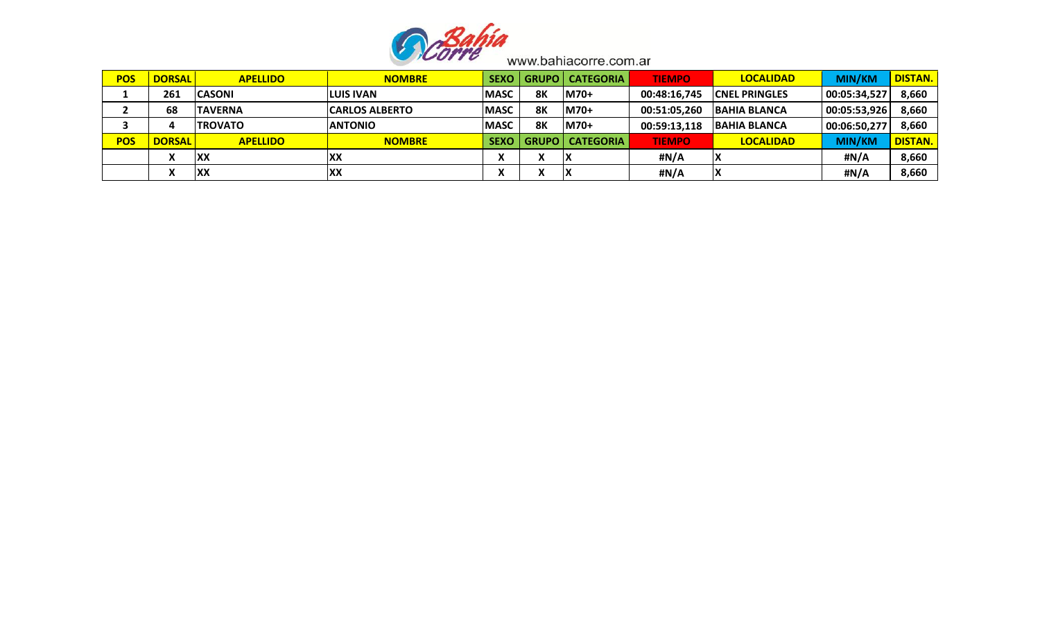Bahía Corre www.bahiacorre.com.ar

| POS | DORSAL | APELLIDO | NOMBRE | SEXO | GRUPO | CATEGORIA | TIEMPO | LOCALIDAD | MIN/KM | DISTAN. |
|---|---|---|---|---|---|---|---|---|---|---|
| 1 | 261 | CASONI | LUIS IVAN | MASC | 8K | M70+ | 00:48:16,745 | CNEL PRINGLES | 00:05:34,527 | 8,660 |
| 2 | 68 | TAVERNA | CARLOS ALBERTO | MASC | 8K | M70+ | 00:51:05,260 | BAHIA BLANCA | 00:05:53,926 | 8,660 |
| 3 | 4 | TROVATO | ANTONIO | MASC | 8K | M70+ | 00:59:13,118 | BAHIA BLANCA | 00:06:50,277 | 8,660 |
| POS | DORSAL | APELLIDO | NOMBRE | SEXO | GRUPO | CATEGORIA | TIEMPO | LOCALIDAD | MIN/KM | DISTAN. |
| | X | XX | XX | X | X | X | #N/A | X | #N/A | 8,660 |
| | X | XX | XX | X | X | X | #N/A | X | #N/A | 8,660 |